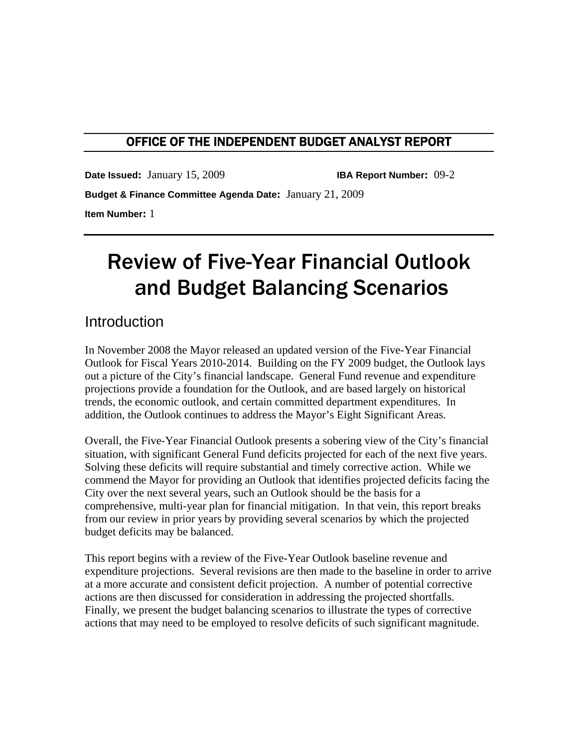## OFFICE OF THE INDEPENDENT BUDGET ANALYST REPORT

**Date Issued:** January 15, 2009 **IBA Report Number:** 09-2

**Budget & Finance Committee Agenda Date:** January 21, 2009

**Item Number:** 1

# Review of Five-Year Financial Outlook and Budget Balancing Scenarios

## Introduction

In November 2008 the Mayor released an updated version of the Five-Year Financial Outlook for Fiscal Years 2010-2014. Building on the FY 2009 budget, the Outlook lays out a picture of the City's financial landscape. General Fund revenue and expenditure projections provide a foundation for the Outlook, and are based largely on historical trends, the economic outlook, and certain committed department expenditures. In addition, the Outlook continues to address the Mayor's Eight Significant Areas.

Overall, the Five-Year Financial Outlook presents a sobering view of the City's financial situation, with significant General Fund deficits projected for each of the next five years. Solving these deficits will require substantial and timely corrective action. While we commend the Mayor for providing an Outlook that identifies projected deficits facing the City over the next several years, such an Outlook should be the basis for a comprehensive, multi-year plan for financial mitigation. In that vein, this report breaks from our review in prior years by providing several scenarios by which the projected budget deficits may be balanced.

This report begins with a review of the Five-Year Outlook baseline revenue and expenditure projections. Several revisions are then made to the baseline in order to arrive at a more accurate and consistent deficit projection. A number of potential corrective actions are then discussed for consideration in addressing the projected shortfalls. Finally, we present the budget balancing scenarios to illustrate the types of corrective actions that may need to be employed to resolve deficits of such significant magnitude.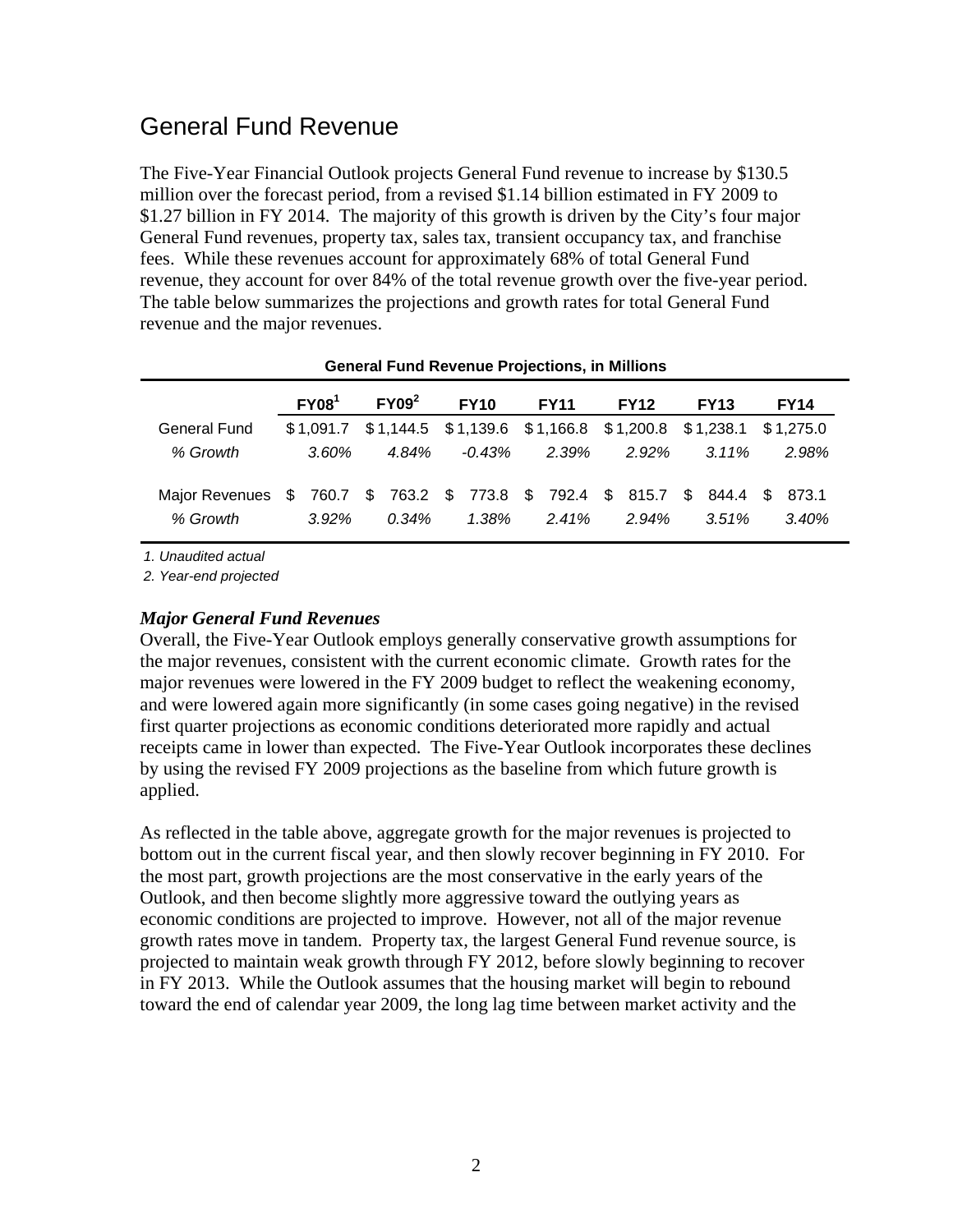# General Fund Revenue

The Five-Year Financial Outlook projects General Fund revenue to increase by $130.5 million over the forecast period, from a revised $1.14 billion estimated in FY 2009 to $1.27 billion in FY 2014. The majority of this growth is driven by the City's four major General Fund revenues, property tax, sales tax, transient occupancy tax, and franchise fees. While these revenues account for approximately 68% of total General Fund revenue, they account for over 84% of the total revenue growth over the five-year period. The table below summarizes the projections and growth rates for total General Fund revenue and the major revenues.

**General Fund Revenue Projections, in Millions**

| | FY08[1] | FY09[2] | FY10 | FY11 | FY12 | FY13 | FY14 |
|---|---|---|---|---|---|---|---|
| General Fund | $1,091.7 | $1,144.5 | $1,139.6 | $1,166.8 | $1,200.8 | $1,238.1 | $1,275.0 |
| *% Growth* | *3.60%* | *4.84%* | *-0.43%* | *2.39%* | *2.92%* | *3.11%* | *2.98%* |
| Major Revenues | $ 760.7 | $ 763.2 | $ 773.8 | $ 792.4 | $ 815.7 | $ 844.4 | $ 873.1 |
| *% Growth* | *3.92%* | *0.34%* | *1.38%* | *2.41%* | *2.94%* | *3.51%* | *3.40%* |

*1. Unaudited actual*

*2. Year-end projected*

### *Major General Fund Revenues*

Overall, the Five-Year Outlook employs generally conservative growth assumptions for the major revenues, consistent with the current economic climate. Growth rates for the major revenues were lowered in the FY 2009 budget to reflect the weakening economy, and were lowered again more significantly (in some cases going negative) in the revised first quarter projections as economic conditions deteriorated more rapidly and actual receipts came in lower than expected. The Five-Year Outlook incorporates these declines by using the revised FY 2009 projections as the baseline from which future growth is applied.

As reflected in the table above, aggregate growth for the major revenues is projected to bottom out in the current fiscal year, and then slowly recover beginning in FY 2010. For the most part, growth projections are the most conservative in the early years of the Outlook, and then become slightly more aggressive toward the outlying years as economic conditions are projected to improve. However, not all of the major revenue growth rates move in tandem. Property tax, the largest General Fund revenue source, is projected to maintain weak growth through FY 2012, before slowly beginning to recover in FY 2013. While the Outlook assumes that the housing market will begin to rebound toward the end of calendar year 2009, the long lag time between market activity and the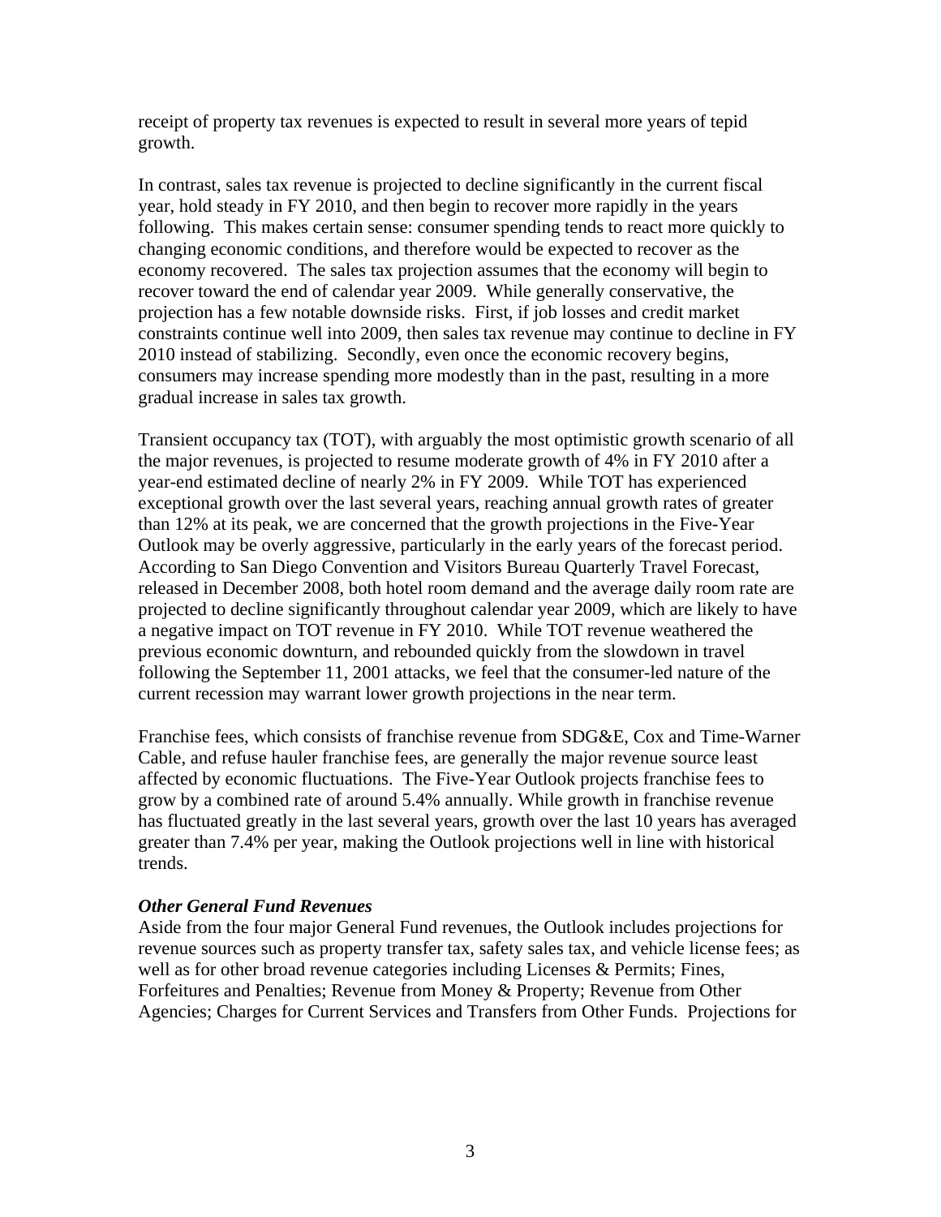receipt of property tax revenues is expected to result in several more years of tepid growth.

In contrast, sales tax revenue is projected to decline significantly in the current fiscal year, hold steady in FY 2010, and then begin to recover more rapidly in the years following. This makes certain sense: consumer spending tends to react more quickly to changing economic conditions, and therefore would be expected to recover as the economy recovered. The sales tax projection assumes that the economy will begin to recover toward the end of calendar year 2009. While generally conservative, the projection has a few notable downside risks. First, if job losses and credit market constraints continue well into 2009, then sales tax revenue may continue to decline in FY 2010 instead of stabilizing. Secondly, even once the economic recovery begins, consumers may increase spending more modestly than in the past, resulting in a more gradual increase in sales tax growth.

Transient occupancy tax (TOT), with arguably the most optimistic growth scenario of all the major revenues, is projected to resume moderate growth of 4% in FY 2010 after a year-end estimated decline of nearly 2% in FY 2009. While TOT has experienced exceptional growth over the last several years, reaching annual growth rates of greater than 12% at its peak, we are concerned that the growth projections in the Five-Year Outlook may be overly aggressive, particularly in the early years of the forecast period. According to San Diego Convention and Visitors Bureau Quarterly Travel Forecast, released in December 2008, both hotel room demand and the average daily room rate are projected to decline significantly throughout calendar year 2009, which are likely to have a negative impact on TOT revenue in FY 2010. While TOT revenue weathered the previous economic downturn, and rebounded quickly from the slowdown in travel following the September 11, 2001 attacks, we feel that the consumer-led nature of the current recession may warrant lower growth projections in the near term.

Franchise fees, which consists of franchise revenue from SDG&E, Cox and Time-Warner Cable, and refuse hauler franchise fees, are generally the major revenue source least affected by economic fluctuations. The Five-Year Outlook projects franchise fees to grow by a combined rate of around 5.4% annually. While growth in franchise revenue has fluctuated greatly in the last several years, growth over the last 10 years has averaged greater than 7.4% per year, making the Outlook projections well in line with historical trends.

***Other General Fund Revenues***

Aside from the four major General Fund revenues, the Outlook includes projections for revenue sources such as property transfer tax, safety sales tax, and vehicle license fees; as well as for other broad revenue categories including Licenses & Permits; Fines, Forfeitures and Penalties; Revenue from Money & Property; Revenue from Other Agencies; Charges for Current Services and Transfers from Other Funds. Projections for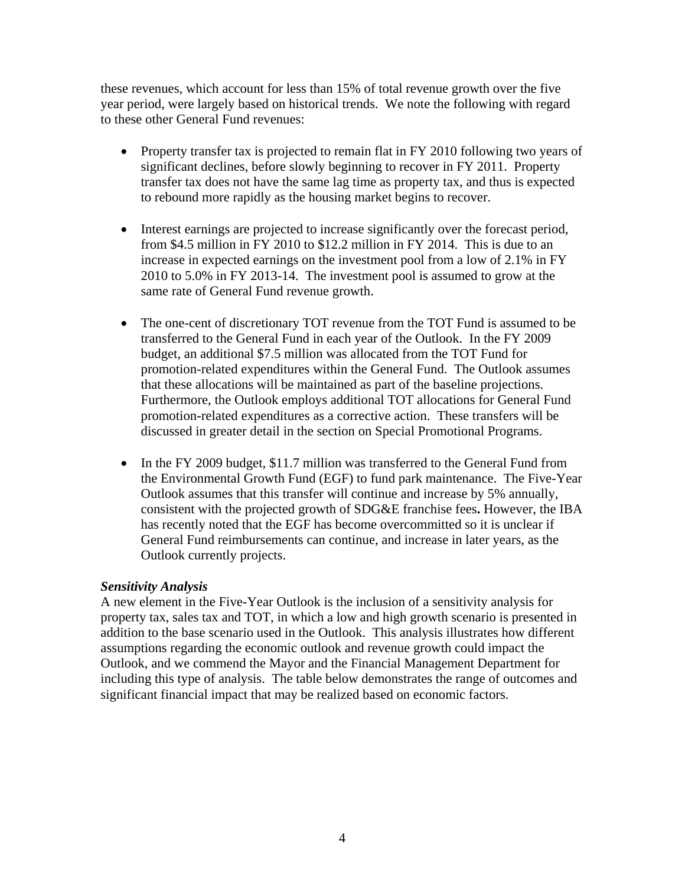these revenues, which account for less than 15% of total revenue growth over the five year period, were largely based on historical trends. We note the following with regard to these other General Fund revenues:

- Property transfer tax is projected to remain flat in FY 2010 following two years of significant declines, before slowly beginning to recover in FY 2011. Property transfer tax does not have the same lag time as property tax, and thus is expected to rebound more rapidly as the housing market begins to recover.

- Interest earnings are projected to increase significantly over the forecast period, from $4.5 million in FY 2010 to $12.2 million in FY 2014. This is due to an increase in expected earnings on the investment pool from a low of 2.1% in FY 2010 to 5.0% in FY 2013-14. The investment pool is assumed to grow at the same rate of General Fund revenue growth.

- The one-cent of discretionary TOT revenue from the TOT Fund is assumed to be transferred to the General Fund in each year of the Outlook. In the FY 2009 budget, an additional $7.5 million was allocated from the TOT Fund for promotion-related expenditures within the General Fund. The Outlook assumes that these allocations will be maintained as part of the baseline projections. Furthermore, the Outlook employs additional TOT allocations for General Fund promotion-related expenditures as a corrective action. These transfers will be discussed in greater detail in the section on Special Promotional Programs.

- In the FY 2009 budget, $11.7 million was transferred to the General Fund from the Environmental Growth Fund (EGF) to fund park maintenance. The Five-Year Outlook assumes that this transfer will continue and increase by 5% annually, consistent with the projected growth of SDG&E franchise fees**.** However, the IBA has recently noted that the EGF has become overcommitted so it is unclear if General Fund reimbursements can continue, and increase in later years, as the Outlook currently projects.

***Sensitivity Analysis***

A new element in the Five-Year Outlook is the inclusion of a sensitivity analysis for property tax, sales tax and TOT, in which a low and high growth scenario is presented in addition to the base scenario used in the Outlook. This analysis illustrates how different assumptions regarding the economic outlook and revenue growth could impact the Outlook, and we commend the Mayor and the Financial Management Department for including this type of analysis. The table below demonstrates the range of outcomes and significant financial impact that may be realized based on economic factors.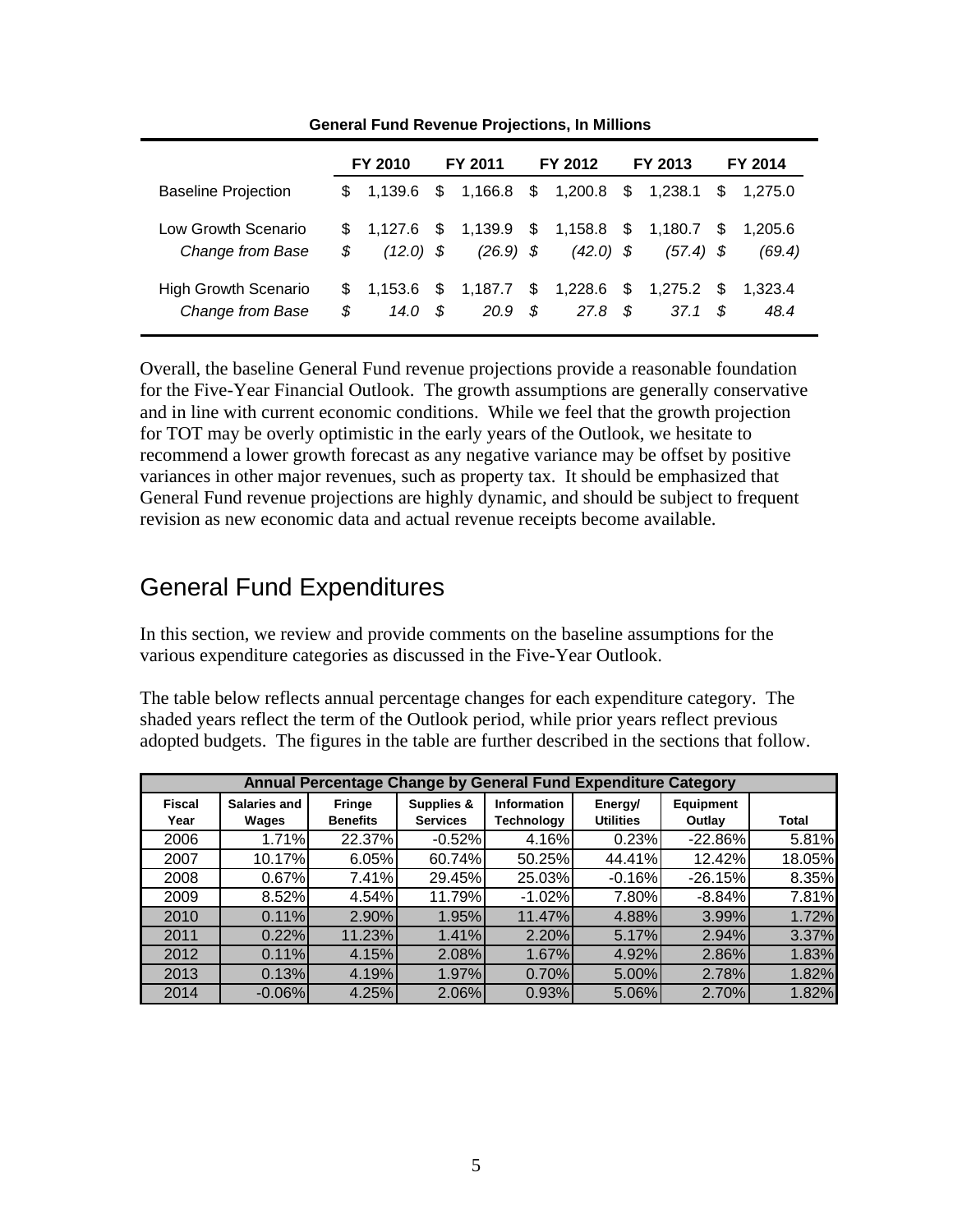**General Fund Revenue Projections, In Millions**

| | FY 2010 | FY 2011 | FY 2012 | FY 2013 | FY 2014 |
|---|---|---|---|---|---|
| Baseline Projection | $ 1,139.6 | $ 1,166.8 | $ 1,200.8 | $ 1,238.1 | $ 1,275.0 |
| Low Growth Scenario | $ 1,127.6 | $ 1,139.9 | $ 1,158.8 | $ 1,180.7 | $ 1,205.6 |
| *Change from Base* | *$ (12.0)* | *$ (26.9)* | *$ (42.0)* | *$ (57.4)* | *$ (69.4)* |
| High Growth Scenario | $ 1,153.6 | $ 1,187.7 | $ 1,228.6 | $ 1,275.2 | $ 1,323.4 |
| *Change from Base* | *$ 14.0* | *$ 20.9* | *$ 27.8* | *$ 37.1* | *$ 48.4* |

Overall, the baseline General Fund revenue projections provide a reasonable foundation for the Five-Year Financial Outlook. The growth assumptions are generally conservative and in line with current economic conditions. While we feel that the growth projection for TOT may be overly optimistic in the early years of the Outlook, we hesitate to recommend a lower growth forecast as any negative variance may be offset by positive variances in other major revenues, such as property tax. It should be emphasized that General Fund revenue projections are highly dynamic, and should be subject to frequent revision as new economic data and actual revenue receipts become available.

# General Fund Expenditures

In this section, we review and provide comments on the baseline assumptions for the various expenditure categories as discussed in the Five-Year Outlook.

The table below reflects annual percentage changes for each expenditure category. The shaded years reflect the term of the Outlook period, while prior years reflect previous adopted budgets. The figures in the table are further described in the sections that follow.

**Annual Percentage Change by General Fund Expenditure Category**

| Fiscal Year | Salaries and Wages | Fringe Benefits | Supplies & Services | Information Technology | Energy/ Utilities | Equipment Outlay | Total |
|---|---|---|---|---|---|---|---|
| 2006 | 1.71% | 22.37% | -0.52% | 4.16% | 0.23% | -22.86% | 5.81% |
| 2007 | 10.17% | 6.05% | 60.74% | 50.25% | 44.41% | 12.42% | 18.05% |
| 2008 | 0.67% | 7.41% | 29.45% | 25.03% | -0.16% | -26.15% | 8.35% |
| 2009 | 8.52% | 4.54% | 11.79% | -1.02% | 7.80% | -8.84% | 7.81% |
| 2010 | 0.11% | 2.90% | 1.95% | 11.47% | 4.88% | 3.99% | 1.72% |
| 2011 | 0.22% | 11.23% | 1.41% | 2.20% | 5.17% | 2.94% | 3.37% |
| 2012 | 0.11% | 4.15% | 2.08% | 1.67% | 4.92% | 2.86% | 1.83% |
| 2013 | 0.13% | 4.19% | 1.97% | 0.70% | 5.00% | 2.78% | 1.82% |
| 2014 | -0.06% | 4.25% | 2.06% | 0.93% | 5.06% | 2.70% | 1.82% |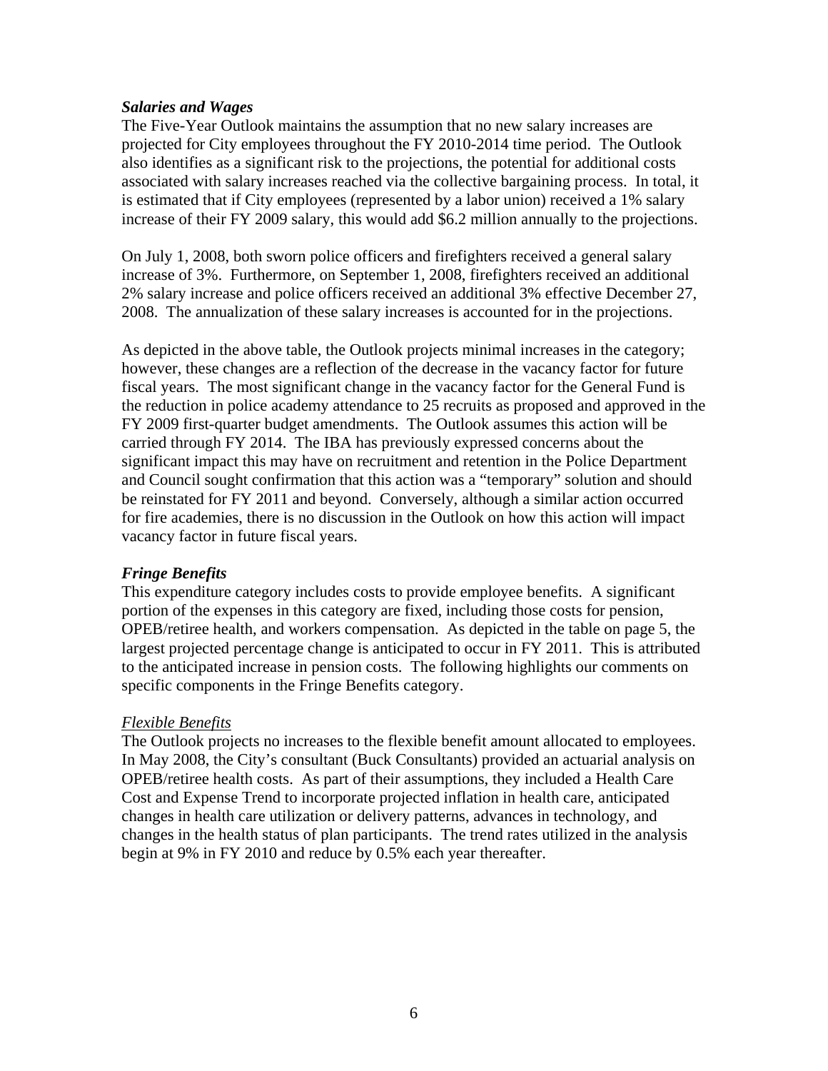***Salaries and Wages***

The Five-Year Outlook maintains the assumption that no new salary increases are projected for City employees throughout the FY 2010-2014 time period. The Outlook also identifies as a significant risk to the projections, the potential for additional costs associated with salary increases reached via the collective bargaining process. In total, it is estimated that if City employees (represented by a labor union) received a 1% salary increase of their FY 2009 salary, this would add $6.2 million annually to the projections.

On July 1, 2008, both sworn police officers and firefighters received a general salary increase of 3%. Furthermore, on September 1, 2008, firefighters received an additional 2% salary increase and police officers received an additional 3% effective December 27, 2008. The annualization of these salary increases is accounted for in the projections.

As depicted in the above table, the Outlook projects minimal increases in the category; however, these changes are a reflection of the decrease in the vacancy factor for future fiscal years. The most significant change in the vacancy factor for the General Fund is the reduction in police academy attendance to 25 recruits as proposed and approved in the FY 2009 first-quarter budget amendments. The Outlook assumes this action will be carried through FY 2014. The IBA has previously expressed concerns about the significant impact this may have on recruitment and retention in the Police Department and Council sought confirmation that this action was a "temporary" solution and should be reinstated for FY 2011 and beyond. Conversely, although a similar action occurred for fire academies, there is no discussion in the Outlook on how this action will impact vacancy factor in future fiscal years.

***Fringe Benefits***

This expenditure category includes costs to provide employee benefits. A significant portion of the expenses in this category are fixed, including those costs for pension, OPEB/retiree health, and workers compensation. As depicted in the table on page 5, the largest projected percentage change is anticipated to occur in FY 2011. This is attributed to the anticipated increase in pension costs. The following highlights our comments on specific components in the Fringe Benefits category.

*Flexible Benefits*

The Outlook projects no increases to the flexible benefit amount allocated to employees. In May 2008, the City's consultant (Buck Consultants) provided an actuarial analysis on OPEB/retiree health costs. As part of their assumptions, they included a Health Care Cost and Expense Trend to incorporate projected inflation in health care, anticipated changes in health care utilization or delivery patterns, advances in technology, and changes in the health status of plan participants. The trend rates utilized in the analysis begin at 9% in FY 2010 and reduce by 0.5% each year thereafter.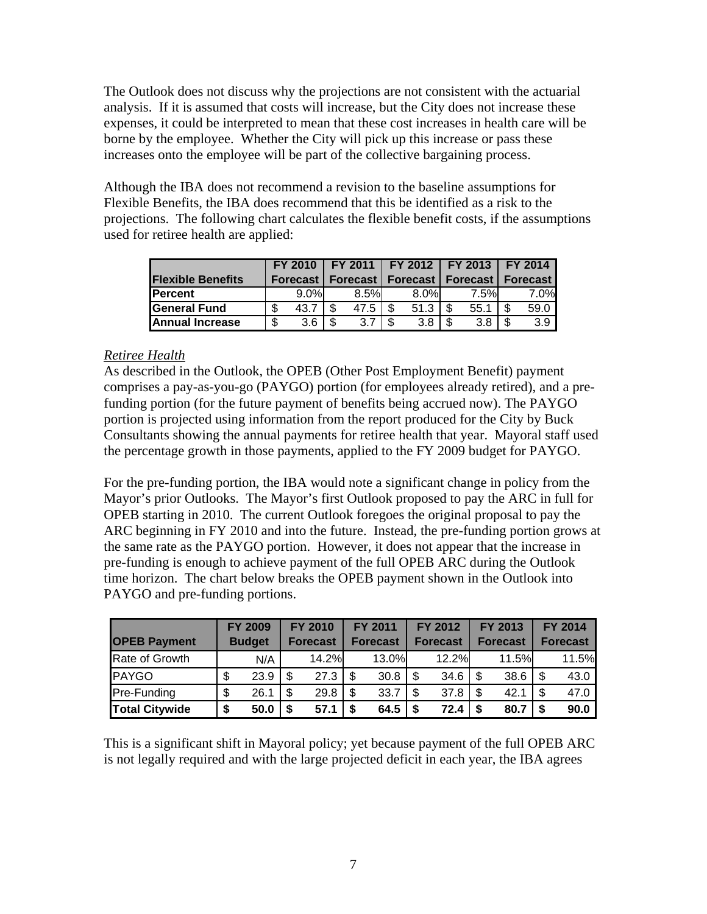The Outlook does not discuss why the projections are not consistent with the actuarial analysis. If it is assumed that costs will increase, but the City does not increase these expenses, it could be interpreted to mean that these cost increases in health care will be borne by the employee. Whether the City will pick up this increase or pass these increases onto the employee will be part of the collective bargaining process.

Although the IBA does not recommend a revision to the baseline assumptions for Flexible Benefits, the IBA does recommend that this be identified as a risk to the projections. The following chart calculates the flexible benefit costs, if the assumptions used for retiree health are applied:

| Flexible Benefits | FY 2010 Forecast | FY 2011 Forecast | FY 2012 Forecast | FY 2013 Forecast | FY 2014 Forecast |
|---|---|---|---|---|---|
| **Percent** | 9.0% | 8.5% | 8.0% | 7.5% | 7.0% |
| **General Fund** | $ 43.7 | $ 47.5 | $ 51.3 | $ 55.1 | $ 59.0 |
| **Annual Increase** | $ 3.6 | $ 3.7 | $ 3.8 | $ 3.8 | $ 3.9 |

*Retiree Health*

As described in the Outlook, the OPEB (Other Post Employment Benefit) payment comprises a pay-as-you-go (PAYGO) portion (for employees already retired), and a pre-funding portion (for the future payment of benefits being accrued now). The PAYGO portion is projected using information from the report produced for the City by Buck Consultants showing the annual payments for retiree health that year. Mayoral staff used the percentage growth in those payments, applied to the FY 2009 budget for PAYGO.

For the pre-funding portion, the IBA would note a significant change in policy from the Mayor's prior Outlooks. The Mayor's first Outlook proposed to pay the ARC in full for OPEB starting in 2010. The current Outlook foregoes the original proposal to pay the ARC beginning in FY 2010 and into the future. Instead, the pre-funding portion grows at the same rate as the PAYGO portion. However, it does not appear that the increase in pre-funding is enough to achieve payment of the full OPEB ARC during the Outlook time horizon. The chart below breaks the OPEB payment shown in the Outlook into PAYGO and pre-funding portions.

| OPEB Payment | FY 2009 Budget | FY 2010 Forecast | FY 2011 Forecast | FY 2012 Forecast | FY 2013 Forecast | FY 2014 Forecast |
|---|---|---|---|---|---|---|
| Rate of Growth | N/A | 14.2% | 13.0% | 12.2% | 11.5% | 11.5% |
| PAYGO | $ 23.9 | $ 27.3 | $ 30.8 | $ 34.6 | $ 38.6 | $ 43.0 |
| Pre-Funding | $ 26.1 | $ 29.8 | $ 33.7 | $ 37.8 | $ 42.1 | $ 47.0 |
| **Total Citywide** | **$ 50.0** | **$ 57.1** | **$ 64.5** | **$ 72.4** | **$ 80.7** | **$ 90.0** |

This is a significant shift in Mayoral policy; yet because payment of the full OPEB ARC is not legally required and with the large projected deficit in each year, the IBA agrees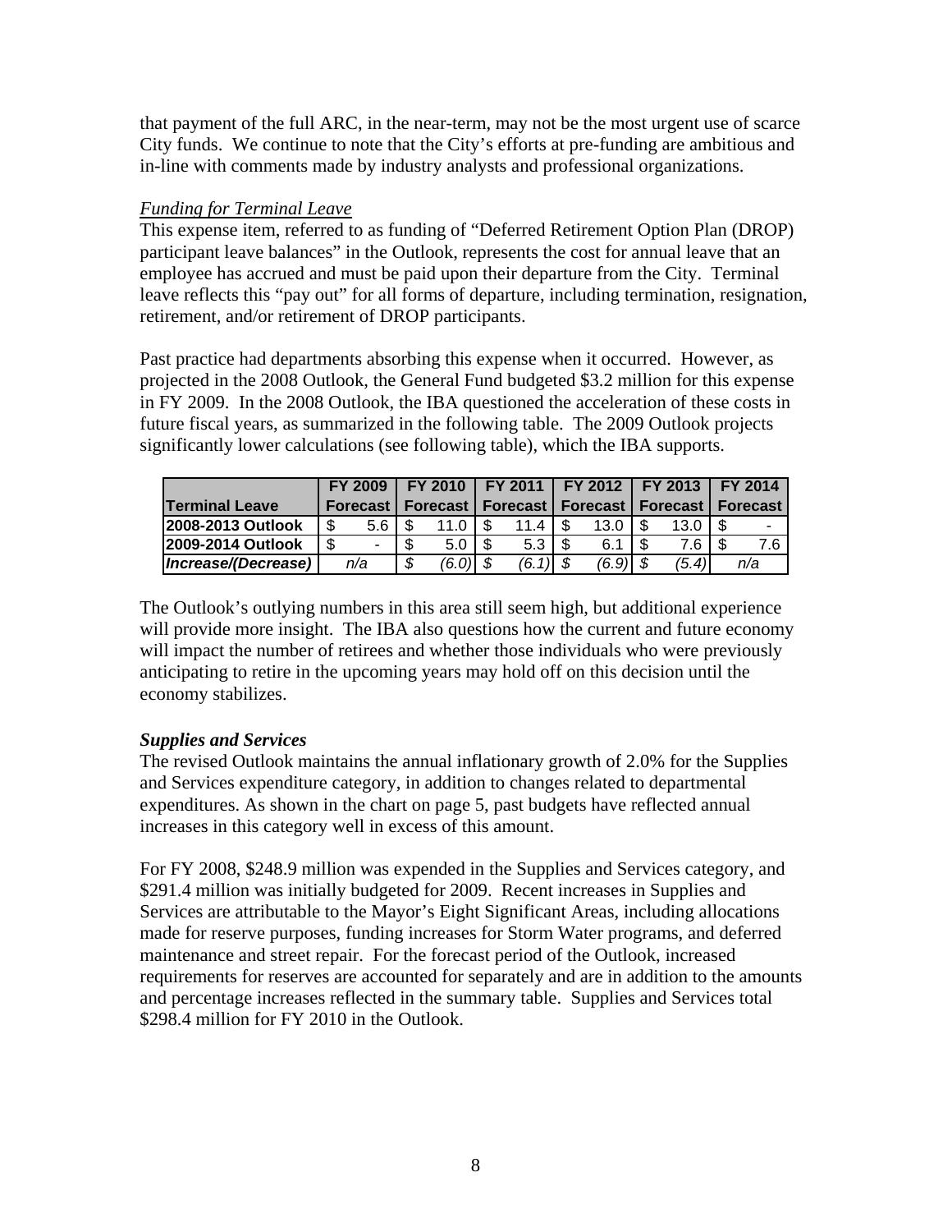that payment of the full ARC, in the near-term, may not be the most urgent use of scarce City funds. We continue to note that the City's efforts at pre-funding are ambitious and in-line with comments made by industry analysts and professional organizations.

*Funding for Terminal Leave*

This expense item, referred to as funding of "Deferred Retirement Option Plan (DROP) participant leave balances" in the Outlook, represents the cost for annual leave that an employee has accrued and must be paid upon their departure from the City. Terminal leave reflects this "pay out" for all forms of departure, including termination, resignation, retirement, and/or retirement of DROP participants.

Past practice had departments absorbing this expense when it occurred. However, as projected in the 2008 Outlook, the General Fund budgeted $3.2 million for this expense in FY 2009. In the 2008 Outlook, the IBA questioned the acceleration of these costs in future fiscal years, as summarized in the following table. The 2009 Outlook projects significantly lower calculations (see following table), which the IBA supports.

| Terminal Leave | FY 2009 Forecast | FY 2010 Forecast | FY 2011 Forecast | FY 2012 Forecast | FY 2013 Forecast | FY 2014 Forecast |
|---|---|---|---|---|---|---|
| **2008-2013 Outlook** | $ 5.6 | $ 11.0 | $ 11.4 | $ 13.0 | $ 13.0 | $ - |
| **2009-2014 Outlook** | $ - | $ 5.0 | $ 5.3 | $ 6.1 | $ 7.6 | $ 7.6 |
| ***Increase/(Decrease)*** | *n/a* | *$ (6.0)* | *$ (6.1)* | *$ (6.9)* | *$ (5.4)* | *n/a* |

The Outlook's outlying numbers in this area still seem high, but additional experience will provide more insight. The IBA also questions how the current and future economy will impact the number of retirees and whether those individuals who were previously anticipating to retire in the upcoming years may hold off on this decision until the economy stabilizes.

***Supplies and Services***

The revised Outlook maintains the annual inflationary growth of 2.0% for the Supplies and Services expenditure category, in addition to changes related to departmental expenditures. As shown in the chart on page 5, past budgets have reflected annual increases in this category well in excess of this amount.

For FY 2008, $248.9 million was expended in the Supplies and Services category, and $291.4 million was initially budgeted for 2009. Recent increases in Supplies and Services are attributable to the Mayor's Eight Significant Areas, including allocations made for reserve purposes, funding increases for Storm Water programs, and deferred maintenance and street repair. For the forecast period of the Outlook, increased requirements for reserves are accounted for separately and are in addition to the amounts and percentage increases reflected in the summary table. Supplies and Services total $298.4 million for FY 2010 in the Outlook.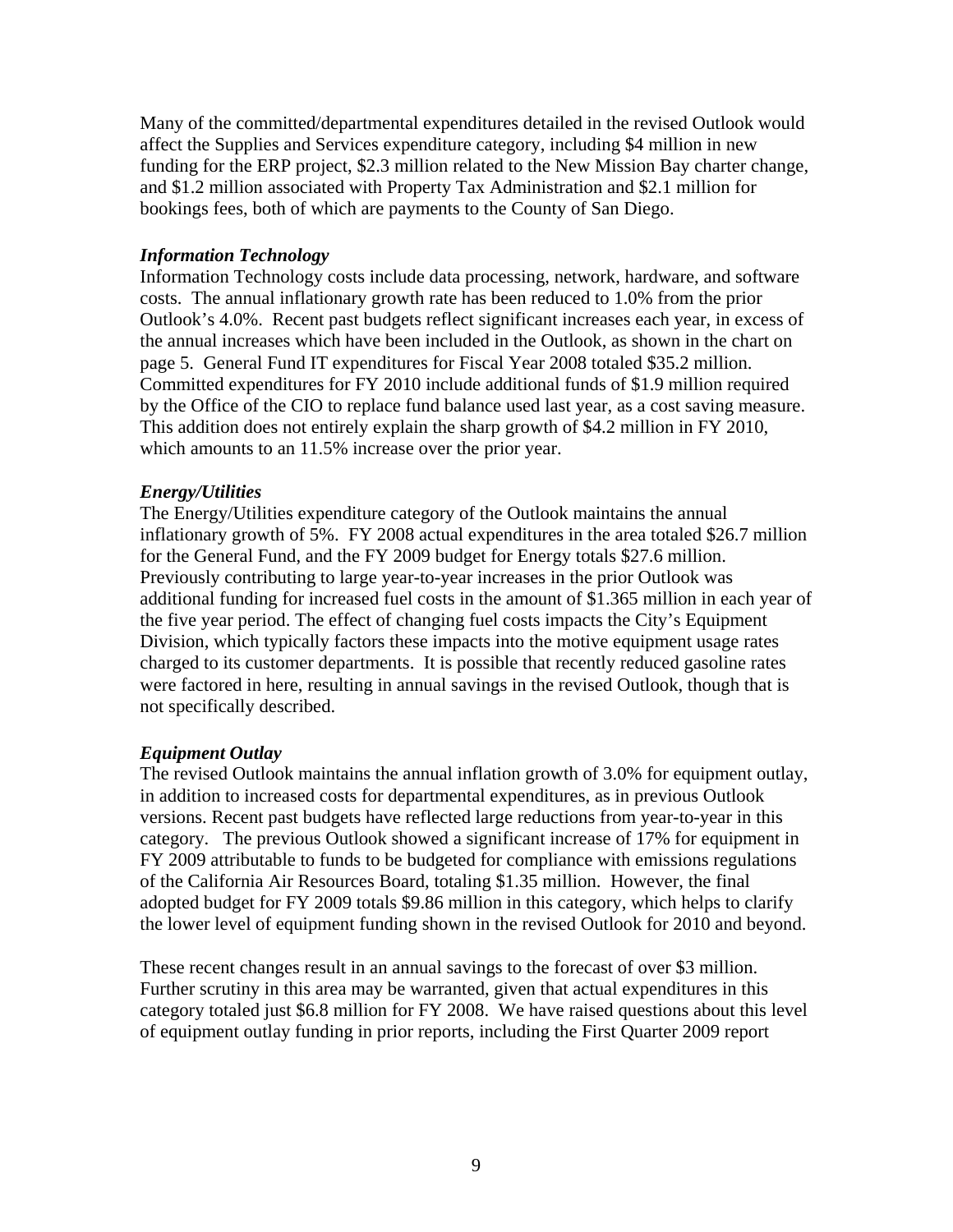Many of the committed/departmental expenditures detailed in the revised Outlook would affect the Supplies and Services expenditure category, including $4 million in new funding for the ERP project, $2.3 million related to the New Mission Bay charter change, and $1.2 million associated with Property Tax Administration and $2.1 million for bookings fees, both of which are payments to the County of San Diego.

***Information Technology***

Information Technology costs include data processing, network, hardware, and software costs. The annual inflationary growth rate has been reduced to 1.0% from the prior Outlook's 4.0%. Recent past budgets reflect significant increases each year, in excess of the annual increases which have been included in the Outlook, as shown in the chart on page 5. General Fund IT expenditures for Fiscal Year 2008 totaled $35.2 million. Committed expenditures for FY 2010 include additional funds of $1.9 million required by the Office of the CIO to replace fund balance used last year, as a cost saving measure. This addition does not entirely explain the sharp growth of $4.2 million in FY 2010, which amounts to an 11.5% increase over the prior year.

***Energy/Utilities***

The Energy/Utilities expenditure category of the Outlook maintains the annual inflationary growth of 5%. FY 2008 actual expenditures in the area totaled $26.7 million for the General Fund, and the FY 2009 budget for Energy totals $27.6 million. Previously contributing to large year-to-year increases in the prior Outlook was additional funding for increased fuel costs in the amount of $1.365 million in each year of the five year period. The effect of changing fuel costs impacts the City's Equipment Division, which typically factors these impacts into the motive equipment usage rates charged to its customer departments. It is possible that recently reduced gasoline rates were factored in here, resulting in annual savings in the revised Outlook, though that is not specifically described.

***Equipment Outlay***

The revised Outlook maintains the annual inflation growth of 3.0% for equipment outlay, in addition to increased costs for departmental expenditures, as in previous Outlook versions. Recent past budgets have reflected large reductions from year-to-year in this category. The previous Outlook showed a significant increase of 17% for equipment in FY 2009 attributable to funds to be budgeted for compliance with emissions regulations of the California Air Resources Board, totaling $1.35 million. However, the final adopted budget for FY 2009 totals $9.86 million in this category, which helps to clarify the lower level of equipment funding shown in the revised Outlook for 2010 and beyond.

These recent changes result in an annual savings to the forecast of over $3 million. Further scrutiny in this area may be warranted, given that actual expenditures in this category totaled just $6.8 million for FY 2008. We have raised questions about this level of equipment outlay funding in prior reports, including the First Quarter 2009 report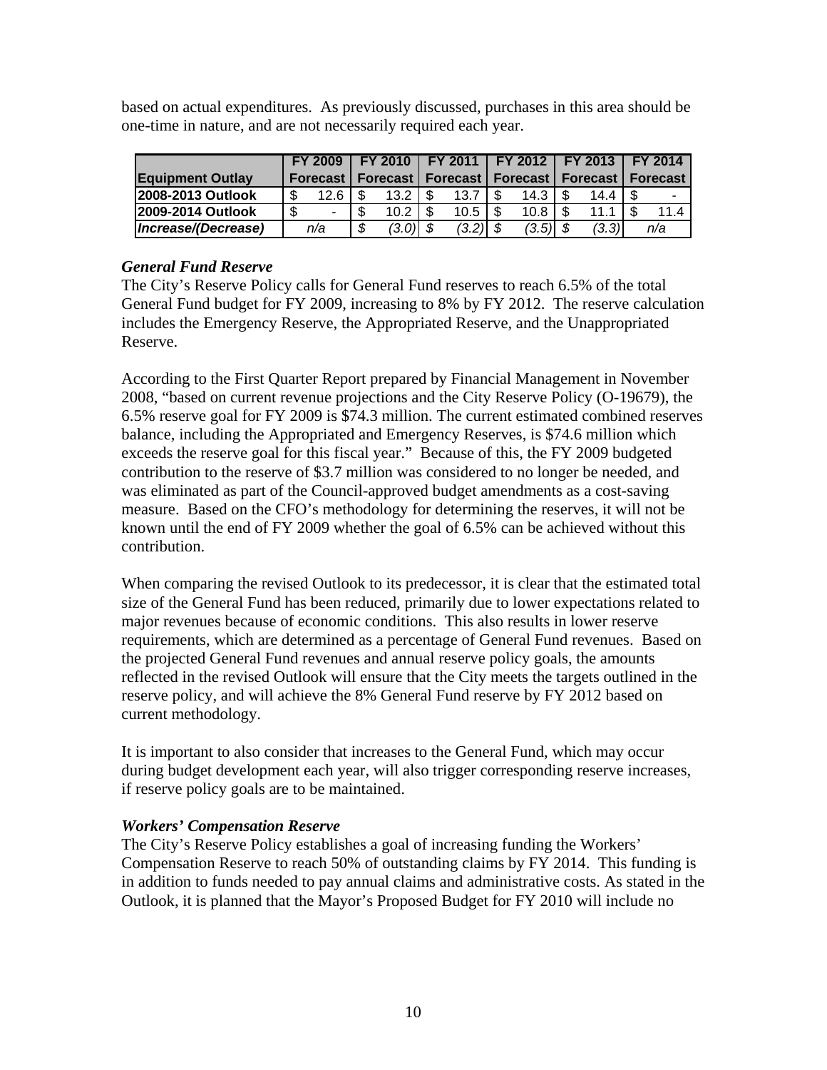based on actual expenditures. As previously discussed, purchases in this area should be one-time in nature, and are not necessarily required each year.

| Equipment Outlay | FY 2009 Forecast | FY 2010 Forecast | FY 2011 Forecast | FY 2012 Forecast | FY 2013 Forecast | FY 2014 Forecast |
|---|---|---|---|---|---|---|
| **2008-2013 Outlook** | $ 12.6 | $ 13.2 | $ 13.7 | $ 14.3 | $ 14.4 | $ - |
| **2009-2014 Outlook** | $ - | $ 10.2 | $ 10.5 | $ 10.8 | $ 11.1 | $ 11.4 |
| ***Increase/(Decrease)*** | *n/a* | *$ (3.0)* | *$ (3.2)* | *$ (3.5)* | *$ (3.3)* | *n/a* |

***General Fund Reserve***

The City's Reserve Policy calls for General Fund reserves to reach 6.5% of the total General Fund budget for FY 2009, increasing to 8% by FY 2012. The reserve calculation includes the Emergency Reserve, the Appropriated Reserve, and the Unappropriated Reserve.

According to the First Quarter Report prepared by Financial Management in November 2008, "based on current revenue projections and the City Reserve Policy (O-19679), the 6.5% reserve goal for FY 2009 is $74.3 million. The current estimated combined reserves balance, including the Appropriated and Emergency Reserves, is $74.6 million which exceeds the reserve goal for this fiscal year." Because of this, the FY 2009 budgeted contribution to the reserve of $3.7 million was considered to no longer be needed, and was eliminated as part of the Council-approved budget amendments as a cost-saving measure. Based on the CFO's methodology for determining the reserves, it will not be known until the end of FY 2009 whether the goal of 6.5% can be achieved without this contribution.

When comparing the revised Outlook to its predecessor, it is clear that the estimated total size of the General Fund has been reduced, primarily due to lower expectations related to major revenues because of economic conditions. This also results in lower reserve requirements, which are determined as a percentage of General Fund revenues. Based on the projected General Fund revenues and annual reserve policy goals, the amounts reflected in the revised Outlook will ensure that the City meets the targets outlined in the reserve policy, and will achieve the 8% General Fund reserve by FY 2012 based on current methodology.

It is important to also consider that increases to the General Fund, which may occur during budget development each year, will also trigger corresponding reserve increases, if reserve policy goals are to be maintained.

***Workers' Compensation Reserve***

The City's Reserve Policy establishes a goal of increasing funding the Workers' Compensation Reserve to reach 50% of outstanding claims by FY 2014. This funding is in addition to funds needed to pay annual claims and administrative costs. As stated in the Outlook, it is planned that the Mayor's Proposed Budget for FY 2010 will include no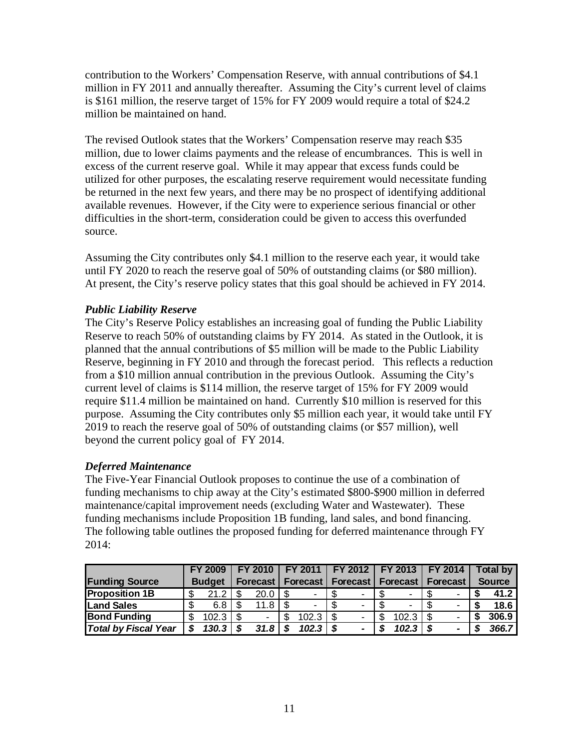contribution to the Workers' Compensation Reserve, with annual contributions of $4.1 million in FY 2011 and annually thereafter. Assuming the City's current level of claims is $161 million, the reserve target of 15% for FY 2009 would require a total of $24.2 million be maintained on hand.

The revised Outlook states that the Workers' Compensation reserve may reach $35 million, due to lower claims payments and the release of encumbrances. This is well in excess of the current reserve goal. While it may appear that excess funds could be utilized for other purposes, the escalating reserve requirement would necessitate funding be returned in the next few years, and there may be no prospect of identifying additional available revenues. However, if the City were to experience serious financial or other difficulties in the short-term, consideration could be given to access this overfunded source.

Assuming the City contributes only $4.1 million to the reserve each year, it would take until FY 2020 to reach the reserve goal of 50% of outstanding claims (or $80 million). At present, the City's reserve policy states that this goal should be achieved in FY 2014.

***Public Liability Reserve***

The City's Reserve Policy establishes an increasing goal of funding the Public Liability Reserve to reach 50% of outstanding claims by FY 2014. As stated in the Outlook, it is planned that the annual contributions of $5 million will be made to the Public Liability Reserve, beginning in FY 2010 and through the forecast period. This reflects a reduction from a $10 million annual contribution in the previous Outlook. Assuming the City's current level of claims is $114 million, the reserve target of 15% for FY 2009 would require $11.4 million be maintained on hand. Currently $10 million is reserved for this purpose. Assuming the City contributes only $5 million each year, it would take until FY 2019 to reach the reserve goal of 50% of outstanding claims (or $57 million), well beyond the current policy goal of FY 2014.

***Deferred Maintenance***

The Five-Year Financial Outlook proposes to continue the use of a combination of funding mechanisms to chip away at the City's estimated $800-$900 million in deferred maintenance/capital improvement needs (excluding Water and Wastewater). These funding mechanisms include Proposition 1B funding, land sales, and bond financing. The following table outlines the proposed funding for deferred maintenance through FY 2014:

| Funding Source | FY 2009 Budget | FY 2010 Forecast | FY 2011 Forecast | FY 2012 Forecast | FY 2013 Forecast | FY 2014 Forecast | Total by Source |
|---|---|---|---|---|---|---|---|
| **Proposition 1B** | $ 21.2 | $ 20.0 | $ - | $ - | $ - | $ - | **$ 41.2** |
| **Land Sales** | $ 6.8 | $ 11.8 | $ - | $ - | $ - | $ - | **$ 18.6** |
| **Bond Funding** | $ 102.3 | $ - | $ 102.3 | $ - | $ 102.3 | $ - | **$ 306.9** |
| ***Total by Fiscal Year*** | ***$ 130.3*** | ***$ 31.8*** | ***$ 102.3*** | ***$ -*** | ***$ 102.3*** | ***$ -*** | ***$ 366.7*** |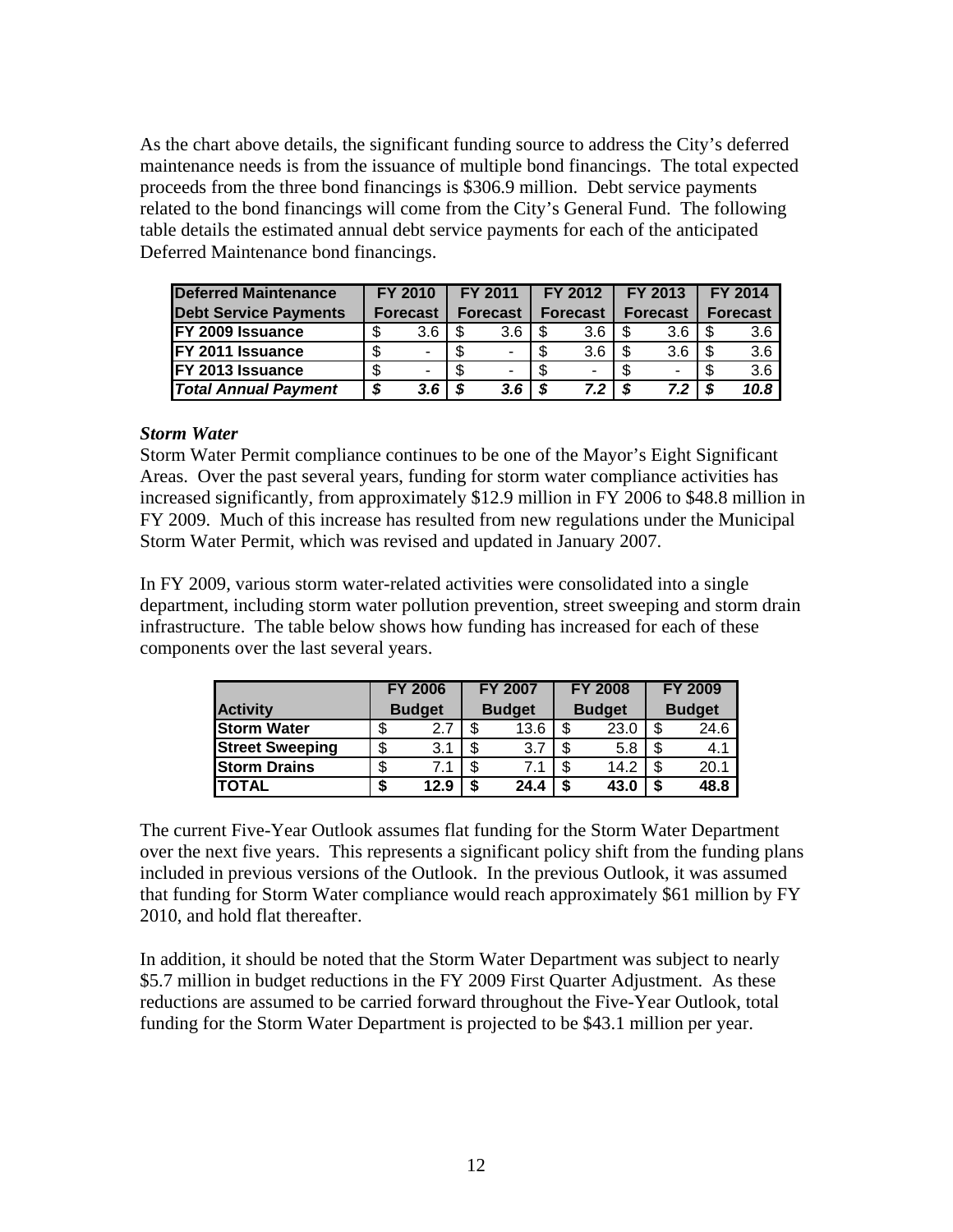As the chart above details, the significant funding source to address the City's deferred maintenance needs is from the issuance of multiple bond financings. The total expected proceeds from the three bond financings is $306.9 million. Debt service payments related to the bond financings will come from the City's General Fund. The following table details the estimated annual debt service payments for each of the anticipated Deferred Maintenance bond financings.

| Deferred Maintenance Debt Service Payments | FY 2010 Forecast | FY 2011 Forecast | FY 2012 Forecast | FY 2013 Forecast | FY 2014 Forecast |
|---|---|---|---|---|---|
| **FY 2009 Issuance** | $ 3.6 | $ 3.6 | $ 3.6 | $ 3.6 | $ 3.6 |
| **FY 2011 Issuance** | $ - | $ - | $ 3.6 | $ 3.6 | $ 3.6 |
| **FY 2013 Issuance** | $ - | $ - | $ - | $ - | $ 3.6 |
| ***Total Annual Payment*** | ***$ 3.6*** | ***$ 3.6*** | ***$ 7.2*** | ***$ 7.2*** | ***$ 10.8*** |

***Storm Water***

Storm Water Permit compliance continues to be one of the Mayor's Eight Significant Areas. Over the past several years, funding for storm water compliance activities has increased significantly, from approximately $12.9 million in FY 2006 to $48.8 million in FY 2009. Much of this increase has resulted from new regulations under the Municipal Storm Water Permit, which was revised and updated in January 2007.

In FY 2009, various storm water-related activities were consolidated into a single department, including storm water pollution prevention, street sweeping and storm drain infrastructure. The table below shows how funding has increased for each of these components over the last several years.

| Activity | FY 2006 Budget | FY 2007 Budget | FY 2008 Budget | FY 2009 Budget |
|---|---|---|---|---|
| **Storm Water** | $ 2.7 | $ 13.6 | $ 23.0 | $ 24.6 |
| **Street Sweeping** | $ 3.1 | $ 3.7 | $ 5.8 | $ 4.1 |
| **Storm Drains** | $ 7.1 | $ 7.1 | $ 14.2 | $ 20.1 |
| **TOTAL** | **$ 12.9** | **$ 24.4** | **$ 43.0** | **$ 48.8** |

The current Five-Year Outlook assumes flat funding for the Storm Water Department over the next five years. This represents a significant policy shift from the funding plans included in previous versions of the Outlook. In the previous Outlook, it was assumed that funding for Storm Water compliance would reach approximately $61 million by FY 2010, and hold flat thereafter.

In addition, it should be noted that the Storm Water Department was subject to nearly $5.7 million in budget reductions in the FY 2009 First Quarter Adjustment. As these reductions are assumed to be carried forward throughout the Five-Year Outlook, total funding for the Storm Water Department is projected to be $43.1 million per year.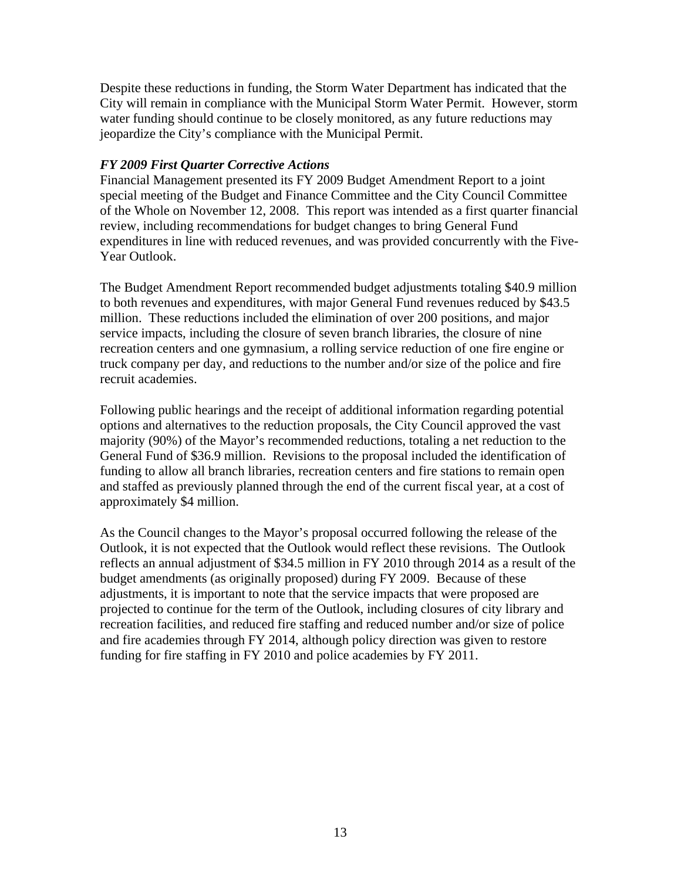Despite these reductions in funding, the Storm Water Department has indicated that the City will remain in compliance with the Municipal Storm Water Permit. However, storm water funding should continue to be closely monitored, as any future reductions may jeopardize the City's compliance with the Municipal Permit.

***FY 2009 First Quarter Corrective Actions***

Financial Management presented its FY 2009 Budget Amendment Report to a joint special meeting of the Budget and Finance Committee and the City Council Committee of the Whole on November 12, 2008. This report was intended as a first quarter financial review, including recommendations for budget changes to bring General Fund expenditures in line with reduced revenues, and was provided concurrently with the Five-Year Outlook.

The Budget Amendment Report recommended budget adjustments totaling $40.9 million to both revenues and expenditures, with major General Fund revenues reduced by $43.5 million. These reductions included the elimination of over 200 positions, and major service impacts, including the closure of seven branch libraries, the closure of nine recreation centers and one gymnasium, a rolling service reduction of one fire engine or truck company per day, and reductions to the number and/or size of the police and fire recruit academies.

Following public hearings and the receipt of additional information regarding potential options and alternatives to the reduction proposals, the City Council approved the vast majority (90%) of the Mayor's recommended reductions, totaling a net reduction to the General Fund of $36.9 million. Revisions to the proposal included the identification of funding to allow all branch libraries, recreation centers and fire stations to remain open and staffed as previously planned through the end of the current fiscal year, at a cost of approximately $4 million.

As the Council changes to the Mayor's proposal occurred following the release of the Outlook, it is not expected that the Outlook would reflect these revisions. The Outlook reflects an annual adjustment of $34.5 million in FY 2010 through 2014 as a result of the budget amendments (as originally proposed) during FY 2009. Because of these adjustments, it is important to note that the service impacts that were proposed are projected to continue for the term of the Outlook, including closures of city library and recreation facilities, and reduced fire staffing and reduced number and/or size of police and fire academies through FY 2014, although policy direction was given to restore funding for fire staffing in FY 2010 and police academies by FY 2011.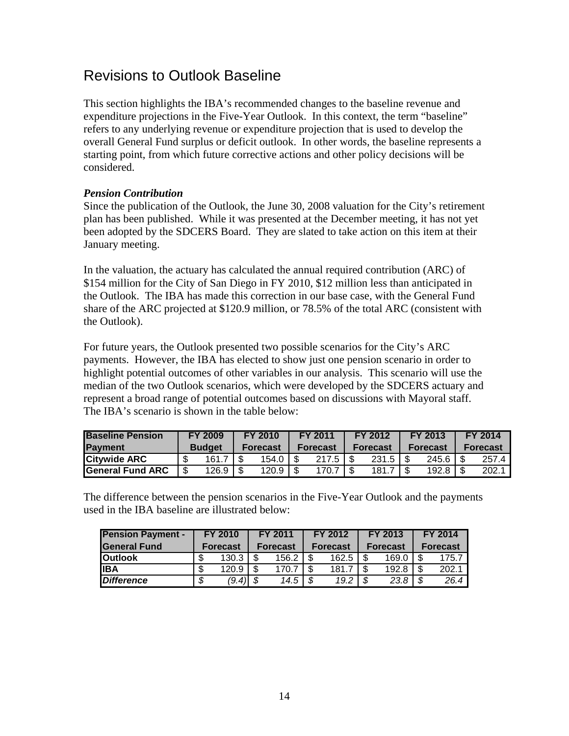# Revisions to Outlook Baseline

This section highlights the IBA's recommended changes to the baseline revenue and expenditure projections in the Five-Year Outlook. In this context, the term "baseline" refers to any underlying revenue or expenditure projection that is used to develop the overall General Fund surplus or deficit outlook. In other words, the baseline represents a starting point, from which future corrective actions and other policy decisions will be considered.

***Pension Contribution***

Since the publication of the Outlook, the June 30, 2008 valuation for the City's retirement plan has been published. While it was presented at the December meeting, it has not yet been adopted by the SDCERS Board. They are slated to take action on this item at their January meeting.

In the valuation, the actuary has calculated the annual required contribution (ARC) of $154 million for the City of San Diego in FY 2010, $12 million less than anticipated in the Outlook. The IBA has made this correction in our base case, with the General Fund share of the ARC projected at $120.9 million, or 78.5% of the total ARC (consistent with the Outlook).

For future years, the Outlook presented two possible scenarios for the City's ARC payments. However, the IBA has elected to show just one pension scenario in order to highlight potential outcomes of other variables in our analysis. This scenario will use the median of the two Outlook scenarios, which were developed by the SDCERS actuary and represent a broad range of potential outcomes based on discussions with Mayoral staff. The IBA's scenario is shown in the table below:

| Baseline Pension Payment | FY 2009 Budget | FY 2010 Forecast | FY 2011 Forecast | FY 2012 Forecast | FY 2013 Forecast | FY 2014 Forecast |
|---|---|---|---|---|---|---|
| **Citywide ARC** | $ 161.7 | $ 154.0 | $ 217.5 | $ 231.5 | $ 245.6 | $ 257.4 |
| **General Fund ARC** | $ 126.9 | $ 120.9 | $ 170.7 | $ 181.7 | $ 192.8 | $ 202.1 |

The difference between the pension scenarios in the Five-Year Outlook and the payments used in the IBA baseline are illustrated below:

| Pension Payment - General Fund | FY 2010 Forecast | FY 2011 Forecast | FY 2012 Forecast | FY 2013 Forecast | FY 2014 Forecast |
|---|---|---|---|---|---|
| **Outlook** | $ 130.3 | $ 156.2 | $ 162.5 | $ 169.0 | $ 175.7 |
| **IBA** | $ 120.9 | $ 170.7 | $ 181.7 | $ 192.8 | $ 202.1 |
| ***Difference*** | *$ (9.4)* | *$ 14.5* | *$ 19.2* | *$ 23.8* | *$ 26.4* |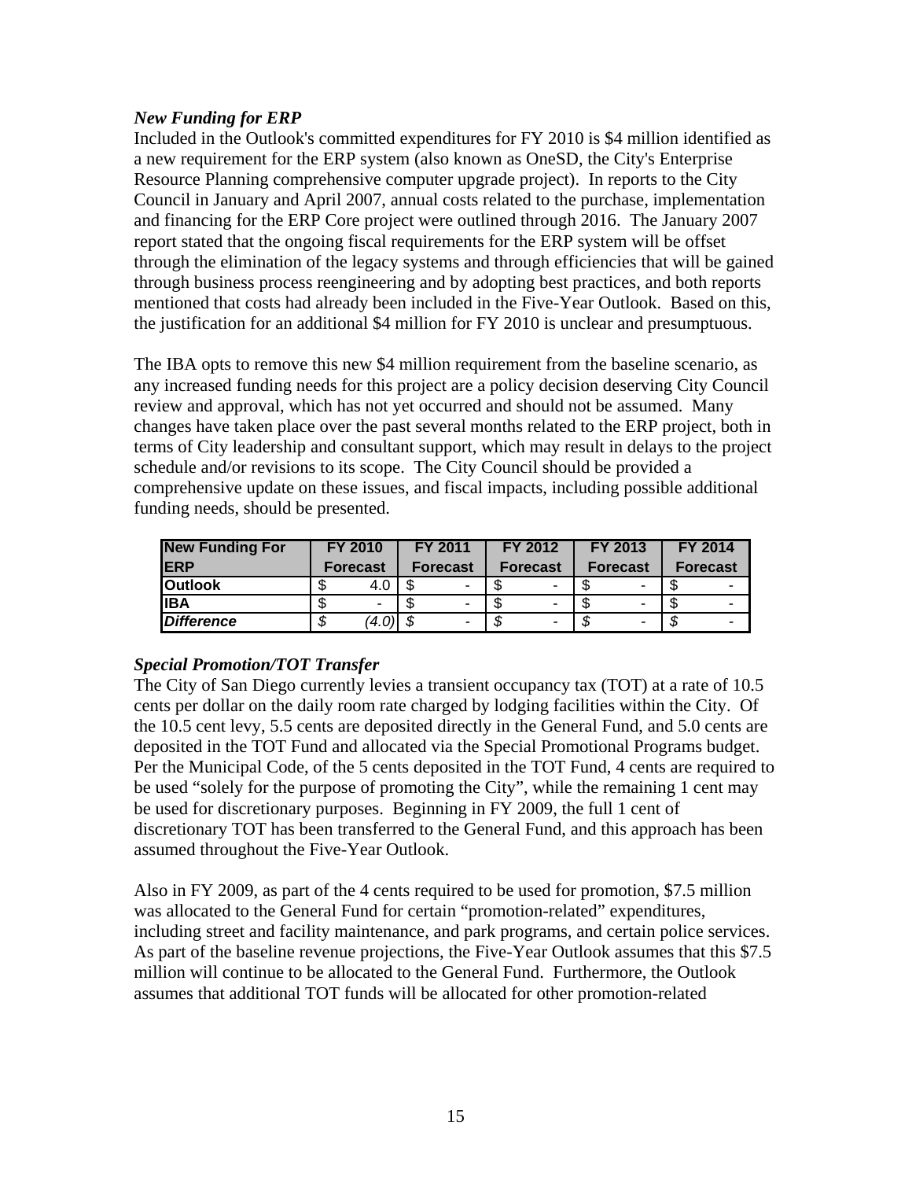### *New Funding for ERP*

Included in the Outlook's committed expenditures for FY 2010 is $4 million identified as a new requirement for the ERP system (also known as OneSD, the City's Enterprise Resource Planning comprehensive computer upgrade project). In reports to the City Council in January and April 2007, annual costs related to the purchase, implementation and financing for the ERP Core project were outlined through 2016. The January 2007 report stated that the ongoing fiscal requirements for the ERP system will be offset through the elimination of the legacy systems and through efficiencies that will be gained through business process reengineering and by adopting best practices, and both reports mentioned that costs had already been included in the Five-Year Outlook. Based on this, the justification for an additional $4 million for FY 2010 is unclear and presumptuous.

The IBA opts to remove this new $4 million requirement from the baseline scenario, as any increased funding needs for this project are a policy decision deserving City Council review and approval, which has not yet occurred and should not be assumed. Many changes have taken place over the past several months related to the ERP project, both in terms of City leadership and consultant support, which may result in delays to the project schedule and/or revisions to its scope. The City Council should be provided a comprehensive update on these issues, and fiscal impacts, including possible additional funding needs, should be presented.

| New Funding For ERP | FY 2010 Forecast | FY 2011 Forecast | FY 2012 Forecast | FY 2013 Forecast | FY 2014 Forecast |
|---|---|---|---|---|---|
| **Outlook** | $ 4.0 | $ - | $ - | $ - | $ - |
| **IBA** | $ - | $ - | $ - | $ - | $ - |
| ***Difference*** | *$ (4.0)* | *$ -* | *$ -* | *$ -* | *$ -* |

### *Special Promotion/TOT Transfer*

The City of San Diego currently levies a transient occupancy tax (TOT) at a rate of 10.5 cents per dollar on the daily room rate charged by lodging facilities within the City. Of the 10.5 cent levy, 5.5 cents are deposited directly in the General Fund, and 5.0 cents are deposited in the TOT Fund and allocated via the Special Promotional Programs budget. Per the Municipal Code, of the 5 cents deposited in the TOT Fund, 4 cents are required to be used "solely for the purpose of promoting the City", while the remaining 1 cent may be used for discretionary purposes. Beginning in FY 2009, the full 1 cent of discretionary TOT has been transferred to the General Fund, and this approach has been assumed throughout the Five-Year Outlook.

Also in FY 2009, as part of the 4 cents required to be used for promotion, $7.5 million was allocated to the General Fund for certain "promotion-related" expenditures, including street and facility maintenance, and park programs, and certain police services. As part of the baseline revenue projections, the Five-Year Outlook assumes that this $7.5 million will continue to be allocated to the General Fund. Furthermore, the Outlook assumes that additional TOT funds will be allocated for other promotion-related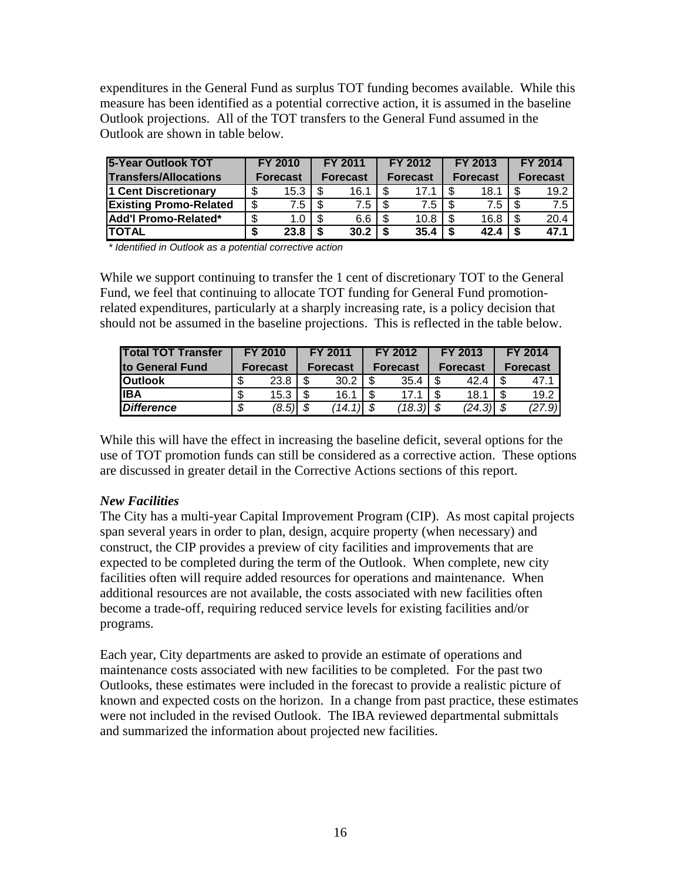expenditures in the General Fund as surplus TOT funding becomes available. While this measure has been identified as a potential corrective action, it is assumed in the baseline Outlook projections. All of the TOT transfers to the General Fund assumed in the Outlook are shown in table below.

| 5-Year Outlook TOT Transfers/Allocations | FY 2010 Forecast | FY 2011 Forecast | FY 2012 Forecast | FY 2013 Forecast | FY 2014 Forecast |
|---|---|---|---|---|---|
| 1 Cent Discretionary | $ 15.3 | $ 16.1 | $ 17.1 | $ 18.1 | $ 19.2 |
| Existing Promo-Related | $ 7.5 | $ 7.5 | $ 7.5 | $ 7.5 | $ 7.5 |
| Add'l Promo-Related* | $ 1.0 | $ 6.6 | $ 10.8 | $ 16.8 | $ 20.4 |
| **TOTAL** | **$ 23.8** | **$ 30.2** | **$ 35.4** | **$ 42.4** | **$ 47.1** |

*\* Identified in Outlook as a potential corrective action*

While we support continuing to transfer the 1 cent of discretionary TOT to the General Fund, we feel that continuing to allocate TOT funding for General Fund promotion-related expenditures, particularly at a sharply increasing rate, is a policy decision that should not be assumed in the baseline projections. This is reflected in the table below.

| Total TOT Transfer to General Fund | FY 2010 Forecast | FY 2011 Forecast | FY 2012 Forecast | FY 2013 Forecast | FY 2014 Forecast |
|---|---|---|---|---|---|
| Outlook | $ 23.8 | $ 30.2 | $ 35.4 | $ 42.4 | $ 47.1 |
| IBA | $ 15.3 | $ 16.1 | $ 17.1 | $ 18.1 | $ 19.2 |
| ***Difference*** | *$ (8.5)* | *$ (14.1)* | *$ (18.3)* | *$ (24.3)* | *$ (27.9)* |

While this will have the effect in increasing the baseline deficit, several options for the use of TOT promotion funds can still be considered as a corrective action. These options are discussed in greater detail in the Corrective Actions sections of this report.

***New Facilities***

The City has a multi-year Capital Improvement Program (CIP). As most capital projects span several years in order to plan, design, acquire property (when necessary) and construct, the CIP provides a preview of city facilities and improvements that are expected to be completed during the term of the Outlook. When complete, new city facilities often will require added resources for operations and maintenance. When additional resources are not available, the costs associated with new facilities often become a trade-off, requiring reduced service levels for existing facilities and/or programs.

Each year, City departments are asked to provide an estimate of operations and maintenance costs associated with new facilities to be completed. For the past two Outlooks, these estimates were included in the forecast to provide a realistic picture of known and expected costs on the horizon. In a change from past practice, these estimates were not included in the revised Outlook. The IBA reviewed departmental submittals and summarized the information about projected new facilities.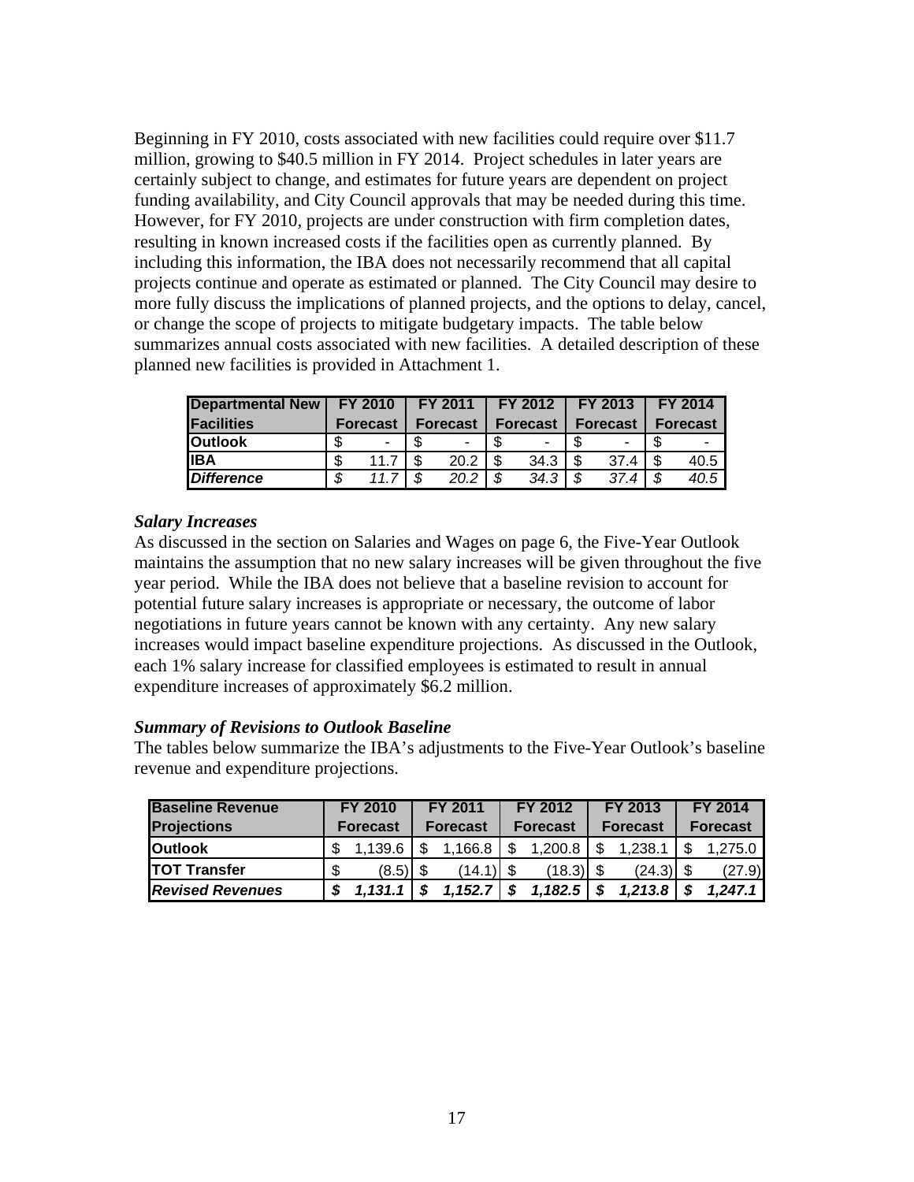Beginning in FY 2010, costs associated with new facilities could require over $11.7 million, growing to $40.5 million in FY 2014. Project schedules in later years are certainly subject to change, and estimates for future years are dependent on project funding availability, and City Council approvals that may be needed during this time. However, for FY 2010, projects are under construction with firm completion dates, resulting in known increased costs if the facilities open as currently planned. By including this information, the IBA does not necessarily recommend that all capital projects continue and operate as estimated or planned. The City Council may desire to more fully discuss the implications of planned projects, and the options to delay, cancel, or change the scope of projects to mitigate budgetary impacts. The table below summarizes annual costs associated with new facilities. A detailed description of these planned new facilities is provided in Attachment 1.

| Departmental New Facilities | FY 2010 Forecast | FY 2011 Forecast | FY 2012 Forecast | FY 2013 Forecast | FY 2014 Forecast |
|---|---|---|---|---|---|
| **Outlook** | $ - | $ - | $ - | $ - | $ - |
| **IBA** | $ 11.7 | $ 20.2 | $ 34.3 | $ 37.4 | $ 40.5 |
| ***Difference*** | *$ 11.7* | *$ 20.2* | *$ 34.3* | *$ 37.4* | *$ 40.5* |

### *Salary Increases*

As discussed in the section on Salaries and Wages on page 6, the Five-Year Outlook maintains the assumption that no new salary increases will be given throughout the five year period. While the IBA does not believe that a baseline revision to account for potential future salary increases is appropriate or necessary, the outcome of labor negotiations in future years cannot be known with any certainty. Any new salary increases would impact baseline expenditure projections. As discussed in the Outlook, each 1% salary increase for classified employees is estimated to result in annual expenditure increases of approximately $6.2 million.

### *Summary of Revisions to Outlook Baseline*

The tables below summarize the IBA's adjustments to the Five-Year Outlook's baseline revenue and expenditure projections.

| Baseline Revenue Projections | FY 2010 Forecast | FY 2011 Forecast | FY 2012 Forecast | FY 2013 Forecast | FY 2014 Forecast |
|---|---|---|---|---|---|
| **Outlook** | $ 1,139.6 | $ 1,166.8 | $ 1,200.8 | $ 1,238.1 | $ 1,275.0 |
| **TOT Transfer** | $ (8.5) | $ (14.1) | $ (18.3) | $ (24.3) | $ (27.9) |
| ***Revised Revenues*** | ***$ 1,131.1*** | ***$ 1,152.7*** | ***$ 1,182.5*** | ***$ 1,213.8*** | ***$ 1,247.1*** |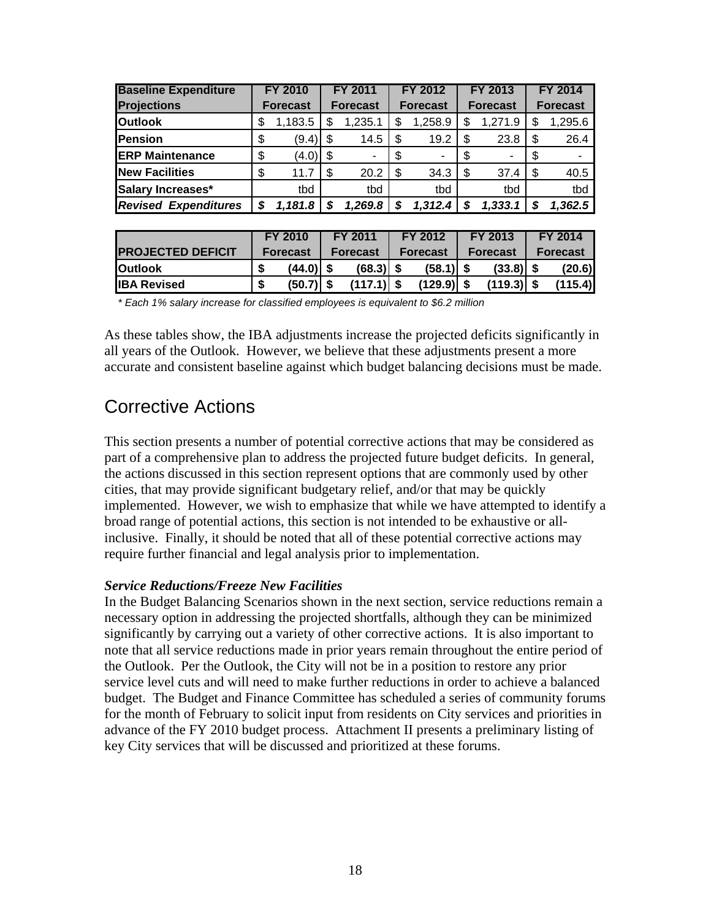| Baseline Expenditure Projections | FY 2010 Forecast | FY 2011 Forecast | FY 2012 Forecast | FY 2013 Forecast | FY 2014 Forecast |
|---|---|---|---|---|---|
| **Outlook** | $ 1,183.5 | $ 1,235.1 | $ 1,258.9 | $ 1,271.9 | $ 1,295.6 |
| **Pension** | $ (9.4) | $ 14.5 | $ 19.2 | $ 23.8 | $ 26.4 |
| **ERP Maintenance** | $ (4.0) | $ - | $ - | $ - | $ - |
| **New Facilities** | $ 11.7 | $ 20.2 | $ 34.3 | $ 37.4 | $ 40.5 |
| **Salary Increases*** | tbd | tbd | tbd | tbd | tbd |
| ***Revised Expenditures*** | ***$ 1,181.8*** | ***$ 1,269.8*** | ***$ 1,312.4*** | ***$ 1,333.1*** | ***$ 1,362.5*** |

| PROJECTED DEFICIT | FY 2010 Forecast | FY 2011 Forecast | FY 2012 Forecast | FY 2013 Forecast | FY 2014 Forecast |
|---|---|---|---|---|---|
| **Outlook** | **$ (44.0)** | **$ (68.3)** | **$ (58.1)** | **$ (33.8)** | **$ (20.6)** |
| **IBA Revised** | **$ (50.7)** | **$ (117.1)** | **$ (129.9)** | **$ (119.3)** | **$ (115.4)** |

*\* Each 1% salary increase for classified employees is equivalent to $6.2 million*

As these tables show, the IBA adjustments increase the projected deficits significantly in all years of the Outlook. However, we believe that these adjustments present a more accurate and consistent baseline against which budget balancing decisions must be made.

## Corrective Actions

This section presents a number of potential corrective actions that may be considered as part of a comprehensive plan to address the projected future budget deficits. In general, the actions discussed in this section represent options that are commonly used by other cities, that may provide significant budgetary relief, and/or that may be quickly implemented. However, we wish to emphasize that while we have attempted to identify a broad range of potential actions, this section is not intended to be exhaustive or all-inclusive. Finally, it should be noted that all of these potential corrective actions may require further financial and legal analysis prior to implementation.

***Service Reductions/Freeze New Facilities***

In the Budget Balancing Scenarios shown in the next section, service reductions remain a necessary option in addressing the projected shortfalls, although they can be minimized significantly by carrying out a variety of other corrective actions. It is also important to note that all service reductions made in prior years remain throughout the entire period of the Outlook. Per the Outlook, the City will not be in a position to restore any prior service level cuts and will need to make further reductions in order to achieve a balanced budget. The Budget and Finance Committee has scheduled a series of community forums for the month of February to solicit input from residents on City services and priorities in advance of the FY 2010 budget process. Attachment II presents a preliminary listing of key City services that will be discussed and prioritized at these forums.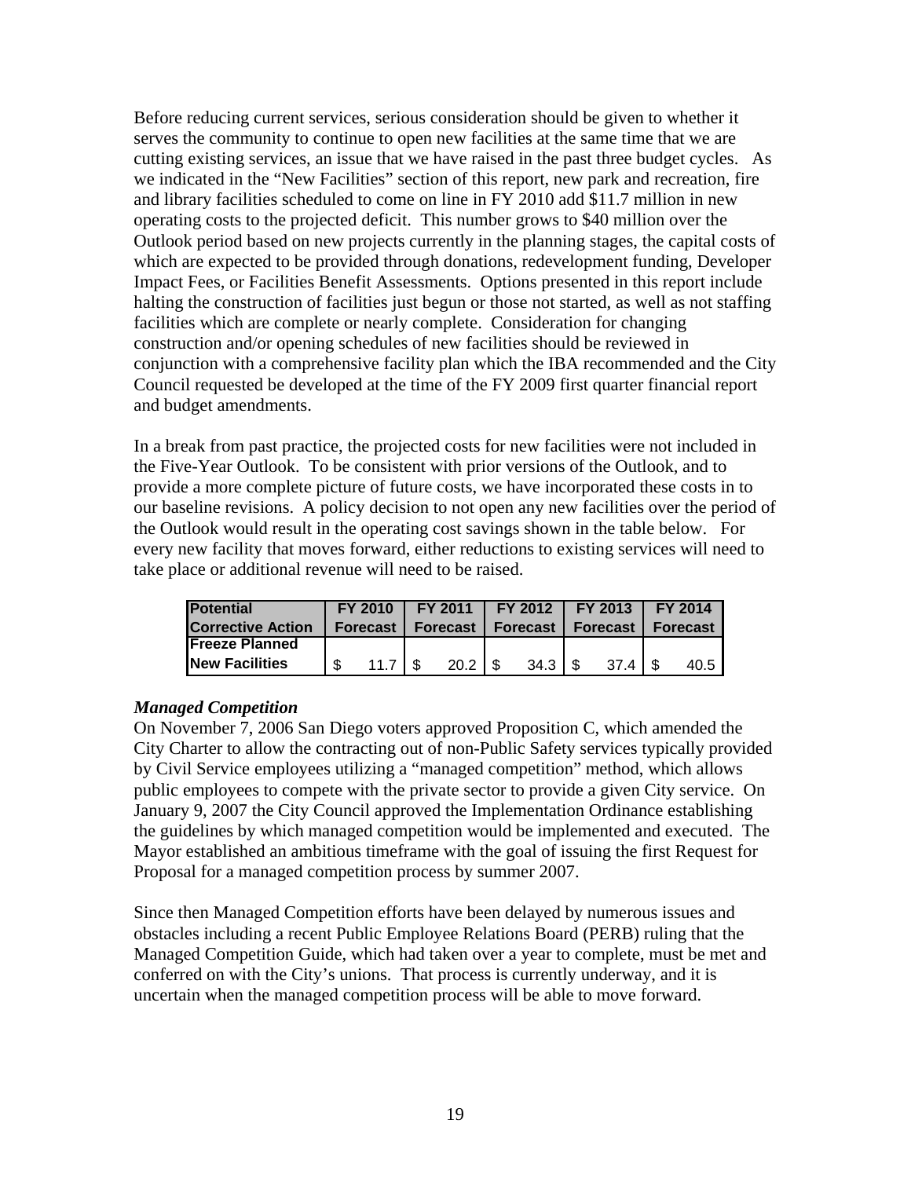Before reducing current services, serious consideration should be given to whether it serves the community to continue to open new facilities at the same time that we are cutting existing services, an issue that we have raised in the past three budget cycles. As we indicated in the "New Facilities" section of this report, new park and recreation, fire and library facilities scheduled to come on line in FY 2010 add $11.7 million in new operating costs to the projected deficit. This number grows to $40 million over the Outlook period based on new projects currently in the planning stages, the capital costs of which are expected to be provided through donations, redevelopment funding, Developer Impact Fees, or Facilities Benefit Assessments. Options presented in this report include halting the construction of facilities just begun or those not started, as well as not staffing facilities which are complete or nearly complete. Consideration for changing construction and/or opening schedules of new facilities should be reviewed in conjunction with a comprehensive facility plan which the IBA recommended and the City Council requested be developed at the time of the FY 2009 first quarter financial report and budget amendments.

In a break from past practice, the projected costs for new facilities were not included in the Five-Year Outlook. To be consistent with prior versions of the Outlook, and to provide a more complete picture of future costs, we have incorporated these costs in to our baseline revisions. A policy decision to not open any new facilities over the period of the Outlook would result in the operating cost savings shown in the table below. For every new facility that moves forward, either reductions to existing services will need to take place or additional revenue will need to be raised.

| Potential Corrective Action | FY 2010 Forecast | FY 2011 Forecast | FY 2012 Forecast | FY 2013 Forecast | FY 2014 Forecast |
|---|---|---|---|---|---|
| Freeze Planned New Facilities | $ 11.7 | $ 20.2 | $ 34.3 | $ 37.4 | $ 40.5 |

***Managed Competition***

On November 7, 2006 San Diego voters approved Proposition C, which amended the City Charter to allow the contracting out of non-Public Safety services typically provided by Civil Service employees utilizing a "managed competition" method, which allows public employees to compete with the private sector to provide a given City service. On January 9, 2007 the City Council approved the Implementation Ordinance establishing the guidelines by which managed competition would be implemented and executed. The Mayor established an ambitious timeframe with the goal of issuing the first Request for Proposal for a managed competition process by summer 2007.

Since then Managed Competition efforts have been delayed by numerous issues and obstacles including a recent Public Employee Relations Board (PERB) ruling that the Managed Competition Guide, which had taken over a year to complete, must be met and conferred on with the City's unions. That process is currently underway, and it is uncertain when the managed competition process will be able to move forward.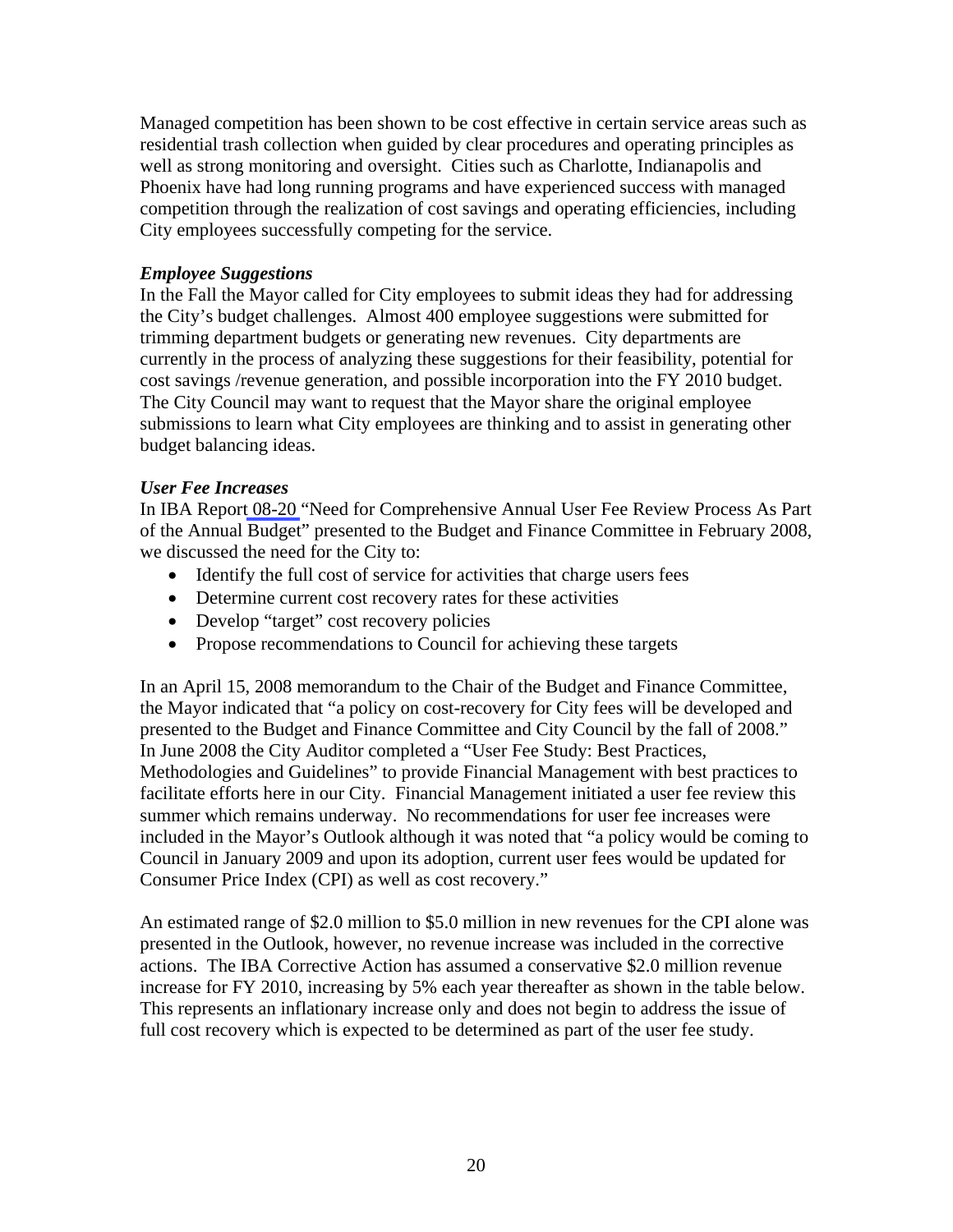Managed competition has been shown to be cost effective in certain service areas such as residential trash collection when guided by clear procedures and operating principles as well as strong monitoring and oversight. Cities such as Charlotte, Indianapolis and Phoenix have had long running programs and have experienced success with managed competition through the realization of cost savings and operating efficiencies, including City employees successfully competing for the service.

***Employee Suggestions***

In the Fall the Mayor called for City employees to submit ideas they had for addressing the City's budget challenges. Almost 400 employee suggestions were submitted for trimming department budgets or generating new revenues. City departments are currently in the process of analyzing these suggestions for their feasibility, potential for cost savings /revenue generation, and possible incorporation into the FY 2010 budget. The City Council may want to request that the Mayor share the original employee submissions to learn what City employees are thinking and to assist in generating other budget balancing ideas.

***User Fee Increases***

In IBA Report 08-20 "Need for Comprehensive Annual User Fee Review Process As Part of the Annual Budget" presented to the Budget and Finance Committee in February 2008, we discussed the need for the City to:

- Identify the full cost of service for activities that charge users fees
- Determine current cost recovery rates for these activities
- Develop "target" cost recovery policies
- Propose recommendations to Council for achieving these targets

In an April 15, 2008 memorandum to the Chair of the Budget and Finance Committee, the Mayor indicated that "a policy on cost-recovery for City fees will be developed and presented to the Budget and Finance Committee and City Council by the fall of 2008." In June 2008 the City Auditor completed a "User Fee Study: Best Practices, Methodologies and Guidelines" to provide Financial Management with best practices to facilitate efforts here in our City. Financial Management initiated a user fee review this summer which remains underway. No recommendations for user fee increases were included in the Mayor's Outlook although it was noted that "a policy would be coming to Council in January 2009 and upon its adoption, current user fees would be updated for Consumer Price Index (CPI) as well as cost recovery."

An estimated range of $2.0 million to $5.0 million in new revenues for the CPI alone was presented in the Outlook, however, no revenue increase was included in the corrective actions. The IBA Corrective Action has assumed a conservative $2.0 million revenue increase for FY 2010, increasing by 5% each year thereafter as shown in the table below. This represents an inflationary increase only and does not begin to address the issue of full cost recovery which is expected to be determined as part of the user fee study.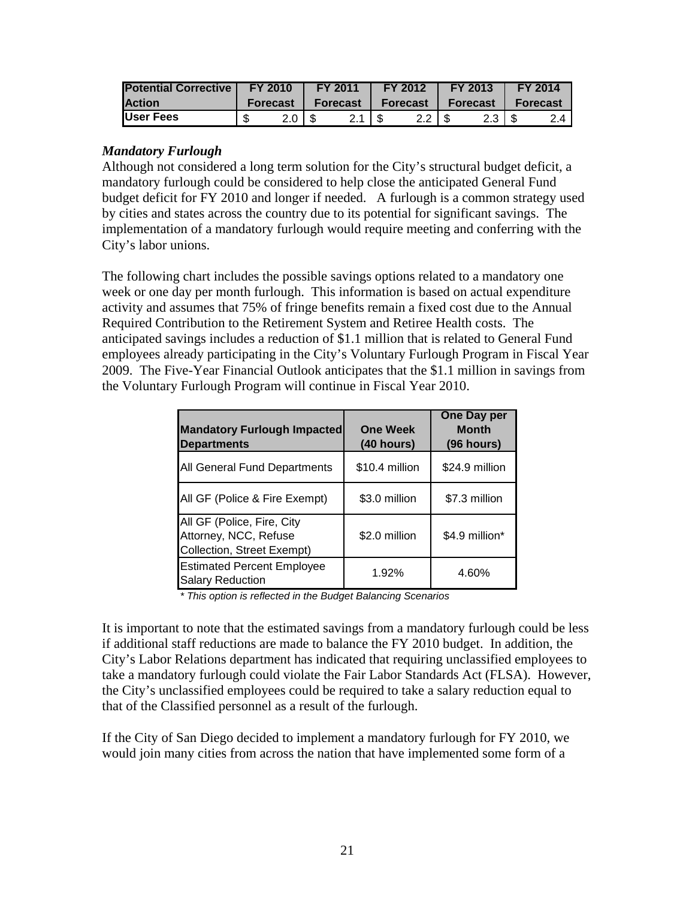| Potential Corrective Action | FY 2010 Forecast | FY 2011 Forecast | FY 2012 Forecast | FY 2013 Forecast | FY 2014 Forecast |
|---|---|---|---|---|---|
| User Fees | $ 2.0 | $ 2.1 | $ 2.2 | $ 2.3 | $ 2.4 |

### *Mandatory Furlough*

Although not considered a long term solution for the City's structural budget deficit, a mandatory furlough could be considered to help close the anticipated General Fund budget deficit for FY 2010 and longer if needed. A furlough is a common strategy used by cities and states across the country due to its potential for significant savings. The implementation of a mandatory furlough would require meeting and conferring with the City's labor unions.

The following chart includes the possible savings options related to a mandatory one week or one day per month furlough. This information is based on actual expenditure activity and assumes that 75% of fringe benefits remain a fixed cost due to the Annual Required Contribution to the Retirement System and Retiree Health costs. The anticipated savings includes a reduction of $1.1 million that is related to General Fund employees already participating in the City's Voluntary Furlough Program in Fiscal Year 2009. The Five-Year Financial Outlook anticipates that the $1.1 million in savings from the Voluntary Furlough Program will continue in Fiscal Year 2010.

| Mandatory Furlough Impacted Departments | One Week (40 hours) | One Day per Month (96 hours) |
|---|---|---|
| All General Fund Departments | $10.4 million | $24.9 million |
| All GF (Police & Fire Exempt) | $3.0 million | $7.3 million |
| All GF (Police, Fire, City Attorney, NCC, Refuse Collection, Street Exempt) | $2.0 million | $4.9 million* |
| Estimated Percent Employee Salary Reduction | 1.92% | 4.60% |

*\* This option is reflected in the Budget Balancing Scenarios*

It is important to note that the estimated savings from a mandatory furlough could be less if additional staff reductions are made to balance the FY 2010 budget. In addition, the City's Labor Relations department has indicated that requiring unclassified employees to take a mandatory furlough could violate the Fair Labor Standards Act (FLSA). However, the City's unclassified employees could be required to take a salary reduction equal to that of the Classified personnel as a result of the furlough.

If the City of San Diego decided to implement a mandatory furlough for FY 2010, we would join many cities from across the nation that have implemented some form of a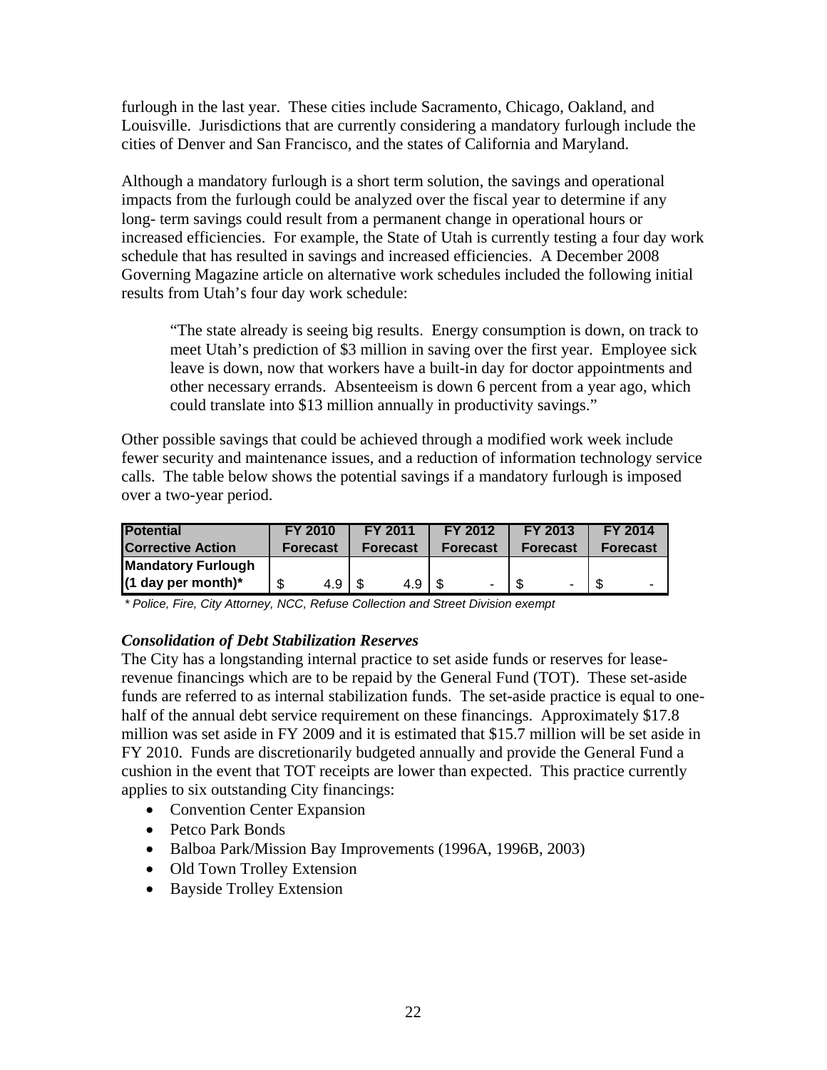furlough in the last year. These cities include Sacramento, Chicago, Oakland, and Louisville. Jurisdictions that are currently considering a mandatory furlough include the cities of Denver and San Francisco, and the states of California and Maryland.

Although a mandatory furlough is a short term solution, the savings and operational impacts from the furlough could be analyzed over the fiscal year to determine if any long- term savings could result from a permanent change in operational hours or increased efficiencies. For example, the State of Utah is currently testing a four day work schedule that has resulted in savings and increased efficiencies. A December 2008 Governing Magazine article on alternative work schedules included the following initial results from Utah's four day work schedule:

> "The state already is seeing big results. Energy consumption is down, on track to meet Utah's prediction of $3 million in saving over the first year. Employee sick leave is down, now that workers have a built-in day for doctor appointments and other necessary errands. Absenteeism is down 6 percent from a year ago, which could translate into $13 million annually in productivity savings."

Other possible savings that could be achieved through a modified work week include fewer security and maintenance issues, and a reduction of information technology service calls. The table below shows the potential savings if a mandatory furlough is imposed over a two-year period.

| Potential Corrective Action | FY 2010 Forecast | FY 2011 Forecast | FY 2012 Forecast | FY 2013 Forecast | FY 2014 Forecast |
|---|---|---|---|---|---|
| Mandatory Furlough (1 day per month)* | $ 4.9 | $ 4.9 | $ - | $ - | $ - |

*\* Police, Fire, City Attorney, NCC, Refuse Collection and Street Division exempt*

### *Consolidation of Debt Stabilization Reserves*

The City has a longstanding internal practice to set aside funds or reserves for lease-revenue financings which are to be repaid by the General Fund (TOT). These set-aside funds are referred to as internal stabilization funds. The set-aside practice is equal to one-half of the annual debt service requirement on these financings. Approximately $17.8 million was set aside in FY 2009 and it is estimated that $15.7 million will be set aside in FY 2010. Funds are discretionarily budgeted annually and provide the General Fund a cushion in the event that TOT receipts are lower than expected. This practice currently applies to six outstanding City financings:

- Convention Center Expansion
- Petco Park Bonds
- Balboa Park/Mission Bay Improvements (1996A, 1996B, 2003)
- Old Town Trolley Extension
- Bayside Trolley Extension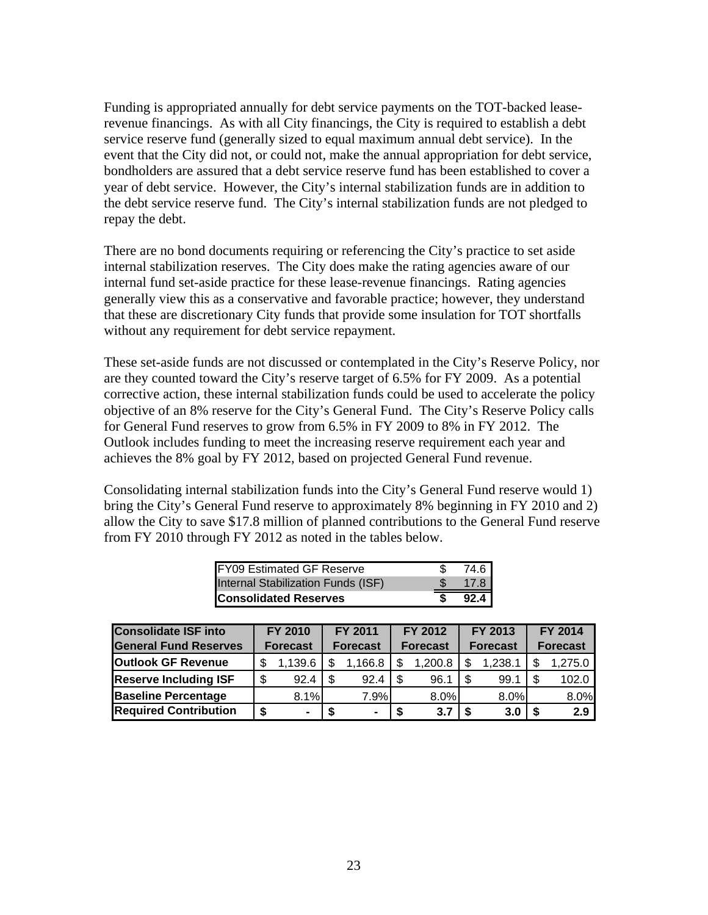Funding is appropriated annually for debt service payments on the TOT-backed lease-revenue financings. As with all City financings, the City is required to establish a debt service reserve fund (generally sized to equal maximum annual debt service). In the event that the City did not, or could not, make the annual appropriation for debt service, bondholders are assured that a debt service reserve fund has been established to cover a year of debt service. However, the City's internal stabilization funds are in addition to the debt service reserve fund. The City's internal stabilization funds are not pledged to repay the debt.

There are no bond documents requiring or referencing the City's practice to set aside internal stabilization reserves. The City does make the rating agencies aware of our internal fund set-aside practice for these lease-revenue financings. Rating agencies generally view this as a conservative and favorable practice; however, they understand that these are discretionary City funds that provide some insulation for TOT shortfalls without any requirement for debt service repayment.

These set-aside funds are not discussed or contemplated in the City's Reserve Policy, nor are they counted toward the City's reserve target of 6.5% for FY 2009. As a potential corrective action, these internal stabilization funds could be used to accelerate the policy objective of an 8% reserve for the City's General Fund. The City's Reserve Policy calls for General Fund reserves to grow from 6.5% in FY 2009 to 8% in FY 2012. The Outlook includes funding to meet the increasing reserve requirement each year and achieves the 8% goal by FY 2012, based on projected General Fund revenue.

Consolidating internal stabilization funds into the City's General Fund reserve would 1) bring the City's General Fund reserve to approximately 8% beginning in FY 2010 and 2) allow the City to save $17.8 million of planned contributions to the General Fund reserve from FY 2010 through FY 2012 as noted in the tables below.

| | |
|---|---|
| FY09 Estimated GF Reserve | $ 74.6 |
| Internal Stabilization Funds (ISF) | $ 17.8 |
| **Consolidated Reserves** | **$ 92.4** |

| **Consolidate ISF into General Fund Reserves** | **FY 2010 Forecast** | **FY 2011 Forecast** | **FY 2012 Forecast** | **FY 2013 Forecast** | **FY 2014 Forecast** |
|---|---|---|---|---|---|
| **Outlook GF Revenue** | $ 1,139.6 | $ 1,166.8 | $ 1,200.8 | $ 1,238.1 | $ 1,275.0 |
| **Reserve Including ISF** | $ 92.4 | $ 92.4 | $ 96.1 | $ 99.1 | $ 102.0 |
| **Baseline Percentage** | 8.1% | 7.9% | 8.0% | 8.0% | 8.0% |
| **Required Contribution** | **$ -** | **$ -** | **$ 3.7** | **$ 3.0** | **$ 2.9** |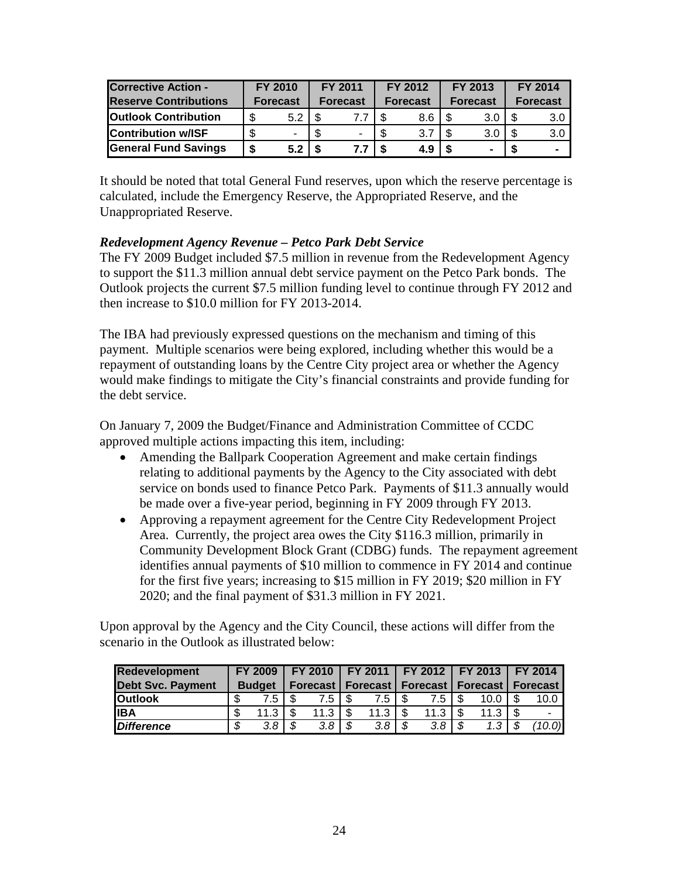| Corrective Action - Reserve Contributions | FY 2010 Forecast | FY 2011 Forecast | FY 2012 Forecast | FY 2013 Forecast | FY 2014 Forecast |
|---|---|---|---|---|---|
| **Outlook Contribution** | $ 5.2 | $ 7.7 | $ 8.6 | $ 3.0 | $ 3.0 |
| **Contribution w/ISF** | $ - | $ - | $ 3.7 | $ 3.0 | $ 3.0 |
| **General Fund Savings** | **$ 5.2** | **$ 7.7** | **$ 4.9** | **$ -** | **$ -** |

It should be noted that total General Fund reserves, upon which the reserve percentage is calculated, include the Emergency Reserve, the Appropriated Reserve, and the Unappropriated Reserve.

***Redevelopment Agency Revenue – Petco Park Debt Service***

The FY 2009 Budget included $7.5 million in revenue from the Redevelopment Agency to support the $11.3 million annual debt service payment on the Petco Park bonds. The Outlook projects the current $7.5 million funding level to continue through FY 2012 and then increase to $10.0 million for FY 2013-2014.

The IBA had previously expressed questions on the mechanism and timing of this payment. Multiple scenarios were being explored, including whether this would be a repayment of outstanding loans by the Centre City project area or whether the Agency would make findings to mitigate the City's financial constraints and provide funding for the debt service.

On January 7, 2009 the Budget/Finance and Administration Committee of CCDC approved multiple actions impacting this item, including:

- Amending the Ballpark Cooperation Agreement and make certain findings relating to additional payments by the Agency to the City associated with debt service on bonds used to finance Petco Park. Payments of $11.3 annually would be made over a five-year period, beginning in FY 2009 through FY 2013.
- Approving a repayment agreement for the Centre City Redevelopment Project Area. Currently, the project area owes the City $116.3 million, primarily in Community Development Block Grant (CDBG) funds. The repayment agreement identifies annual payments of $10 million to commence in FY 2014 and continue for the first five years; increasing to $15 million in FY 2019; $20 million in FY 2020; and the final payment of $31.3 million in FY 2021.

Upon approval by the Agency and the City Council, these actions will differ from the scenario in the Outlook as illustrated below:

| Redevelopment Debt Svc. Payment | FY 2009 Budget | FY 2010 Forecast | FY 2011 Forecast | FY 2012 Forecast | FY 2013 Forecast | FY 2014 Forecast |
|---|---|---|---|---|---|---|
| **Outlook** | $ 7.5 | $ 7.5 | $ 7.5 | $ 7.5 | $ 10.0 | $ 10.0 |
| **IBA** | $ 11.3 | $ 11.3 | $ 11.3 | $ 11.3 | $ 11.3 | $ - |
| ***Difference*** | *$ 3.8* | *$ 3.8* | *$ 3.8* | *$ 3.8* | *$ 1.3* | *$ (10.0)* |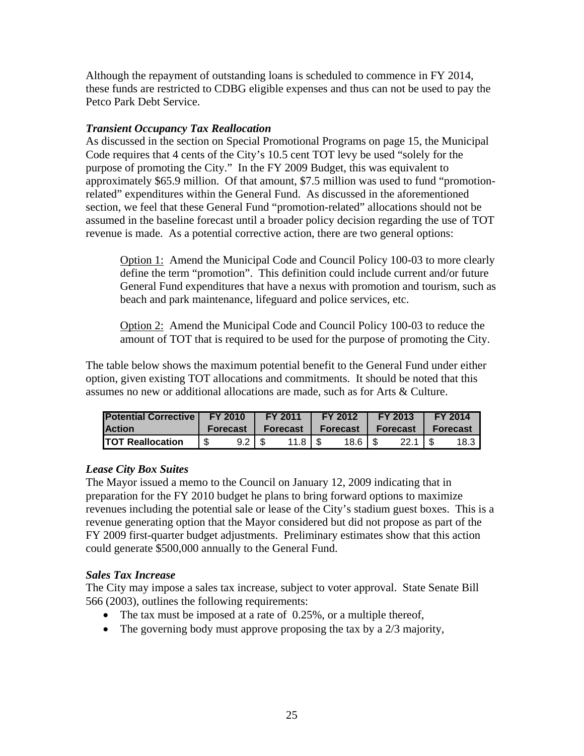Although the repayment of outstanding loans is scheduled to commence in FY 2014, these funds are restricted to CDBG eligible expenses and thus can not be used to pay the Petco Park Debt Service.

### *Transient Occupancy Tax Reallocation*

As discussed in the section on Special Promotional Programs on page 15, the Municipal Code requires that 4 cents of the City's 10.5 cent TOT levy be used "solely for the purpose of promoting the City." In the FY 2009 Budget, this was equivalent to approximately $65.9 million. Of that amount, $7.5 million was used to fund "promotion-related" expenditures within the General Fund. As discussed in the aforementioned section, we feel that these General Fund "promotion-related" allocations should not be assumed in the baseline forecast until a broader policy decision regarding the use of TOT revenue is made. As a potential corrective action, there are two general options:

> Option 1: Amend the Municipal Code and Council Policy 100-03 to more clearly define the term "promotion". This definition could include current and/or future General Fund expenditures that have a nexus with promotion and tourism, such as beach and park maintenance, lifeguard and police services, etc.
>
> Option 2: Amend the Municipal Code and Council Policy 100-03 to reduce the amount of TOT that is required to be used for the purpose of promoting the City.

The table below shows the maximum potential benefit to the General Fund under either option, given existing TOT allocations and commitments. It should be noted that this assumes no new or additional allocations are made, such as for Arts & Culture.

| Potential Corrective Action | FY 2010 Forecast | FY 2011 Forecast | FY 2012 Forecast | FY 2013 Forecast | FY 2014 Forecast |
|---|---|---|---|---|---|
| TOT Reallocation | $ 9.2 | $ 11.8 | $ 18.6 | $ 22.1 | $ 18.3 |

### *Lease City Box Suites*

The Mayor issued a memo to the Council on January 12, 2009 indicating that in preparation for the FY 2010 budget he plans to bring forward options to maximize revenues including the potential sale or lease of the City's stadium guest boxes. This is a revenue generating option that the Mayor considered but did not propose as part of the FY 2009 first-quarter budget adjustments. Preliminary estimates show that this action could generate $500,000 annually to the General Fund.

### *Sales Tax Increase*

The City may impose a sales tax increase, subject to voter approval. State Senate Bill 566 (2003), outlines the following requirements:

- The tax must be imposed at a rate of 0.25%, or a multiple thereof,
- The governing body must approve proposing the tax by a 2/3 majority,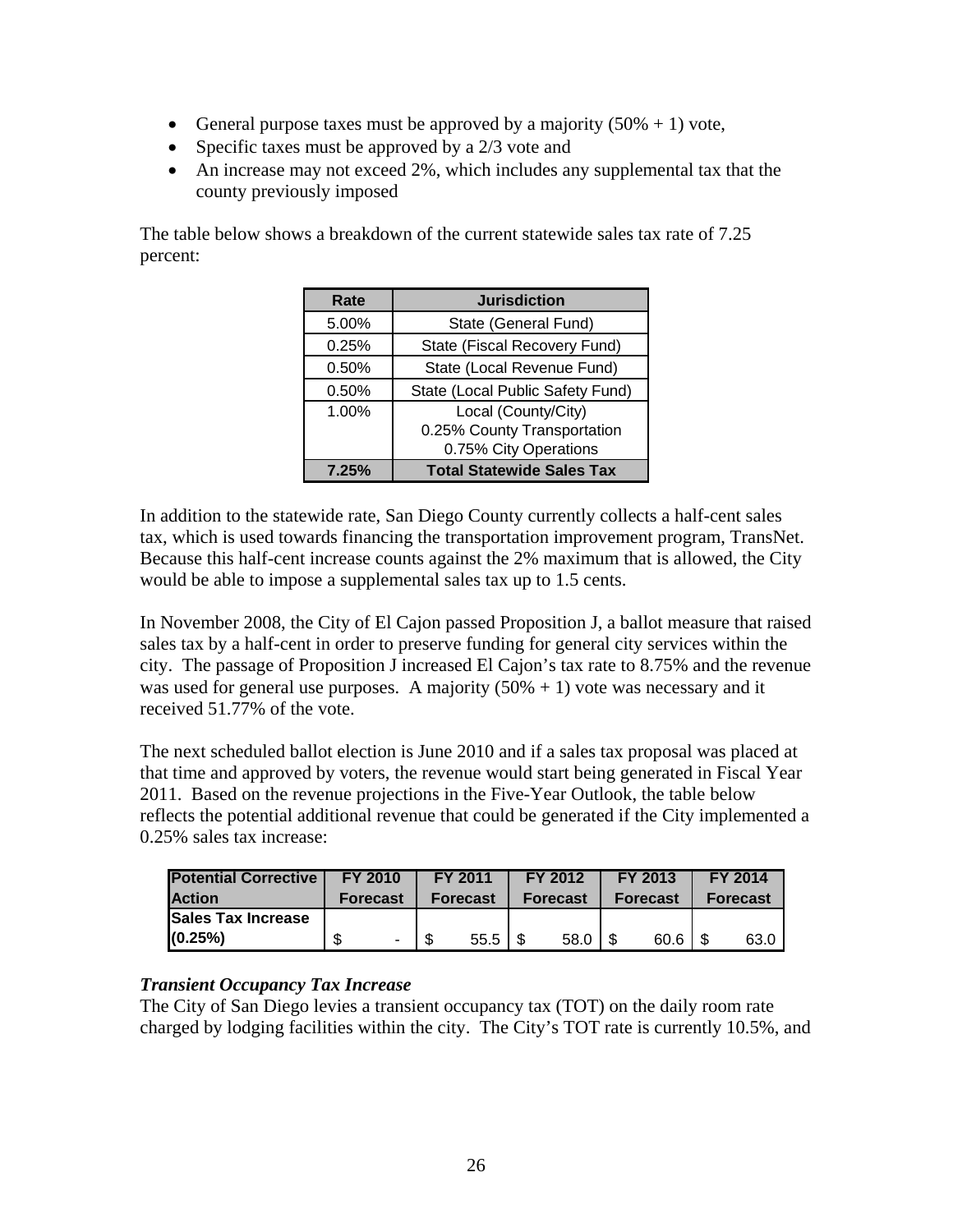- General purpose taxes must be approved by a majority (50% + 1) vote,
- Specific taxes must be approved by a 2/3 vote and
- An increase may not exceed 2%, which includes any supplemental tax that the county previously imposed

The table below shows a breakdown of the current statewide sales tax rate of 7.25 percent:

| Rate | Jurisdiction |
|---|---|
| 5.00% | State (General Fund) |
| 0.25% | State (Fiscal Recovery Fund) |
| 0.50% | State (Local Revenue Fund) |
| 0.50% | State (Local Public Safety Fund) |
| 1.00% | Local (County/City)<br>0.25% County Transportation<br>0.75% City Operations |
| **7.25%** | **Total Statewide Sales Tax** |

In addition to the statewide rate, San Diego County currently collects a half-cent sales tax, which is used towards financing the transportation improvement program, TransNet. Because this half-cent increase counts against the 2% maximum that is allowed, the City would be able to impose a supplemental sales tax up to 1.5 cents.

In November 2008, the City of El Cajon passed Proposition J, a ballot measure that raised sales tax by a half-cent in order to preserve funding for general city services within the city. The passage of Proposition J increased El Cajon's tax rate to 8.75% and the revenue was used for general use purposes. A majority (50% + 1) vote was necessary and it received 51.77% of the vote.

The next scheduled ballot election is June 2010 and if a sales tax proposal was placed at that time and approved by voters, the revenue would start being generated in Fiscal Year 2011. Based on the revenue projections in the Five-Year Outlook, the table below reflects the potential additional revenue that could be generated if the City implemented a 0.25% sales tax increase:

| Potential Corrective Action | FY 2010 Forecast | FY 2011 Forecast | FY 2012 Forecast | FY 2013 Forecast | FY 2014 Forecast |
|---|---|---|---|---|---|
| **Sales Tax Increase (0.25%)** | $ - | $ 55.5 | $ 58.0 | $ 60.6 | $ 63.0 |

***Transient Occupancy Tax Increase***

The City of San Diego levies a transient occupancy tax (TOT) on the daily room rate charged by lodging facilities within the city. The City's TOT rate is currently 10.5%, and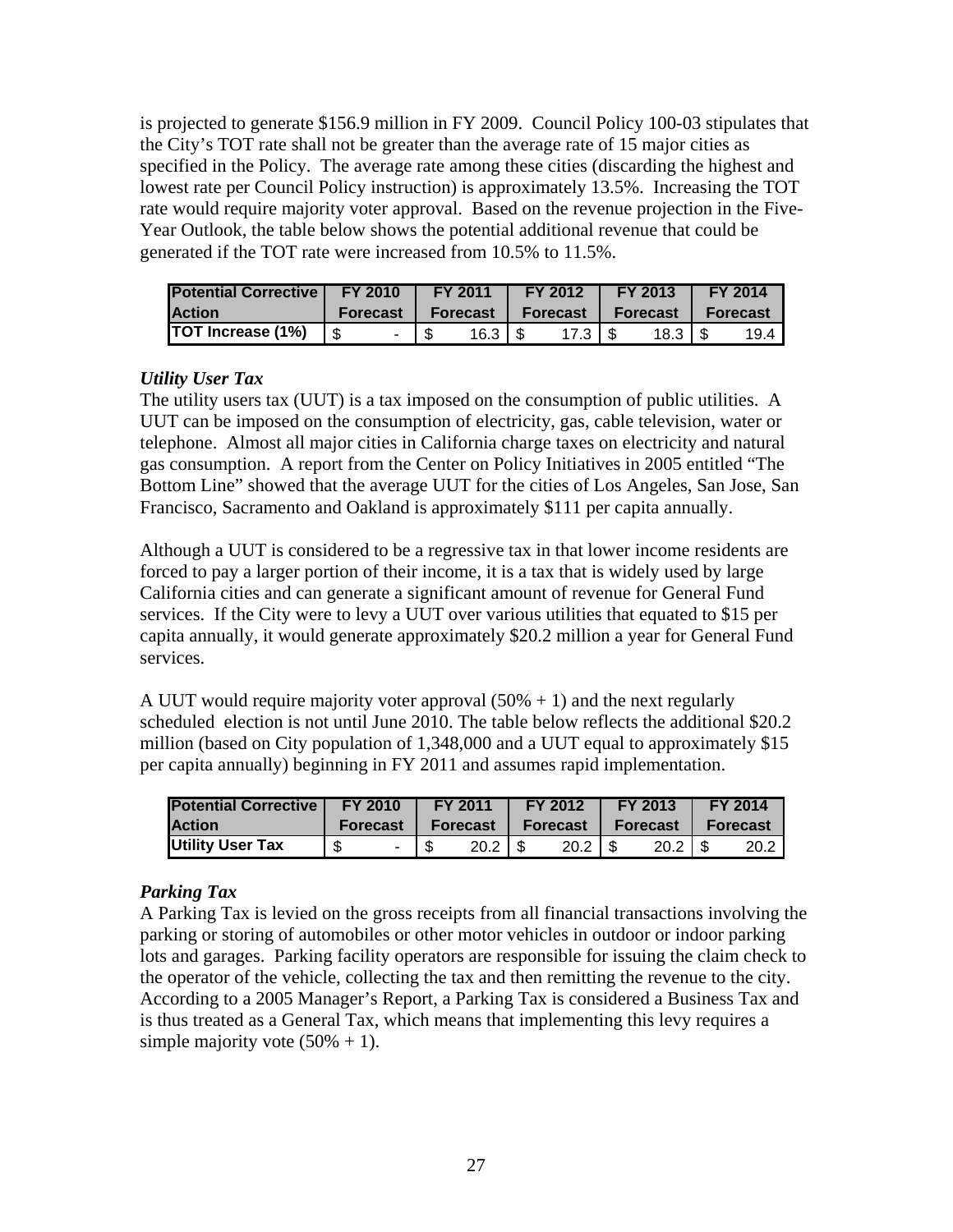is projected to generate $156.9 million in FY 2009. Council Policy 100-03 stipulates that the City's TOT rate shall not be greater than the average rate of 15 major cities as specified in the Policy. The average rate among these cities (discarding the highest and lowest rate per Council Policy instruction) is approximately 13.5%. Increasing the TOT rate would require majority voter approval. Based on the revenue projection in the Five-Year Outlook, the table below shows the potential additional revenue that could be generated if the TOT rate were increased from 10.5% to 11.5%.

| Potential Corrective Action | FY 2010 Forecast | FY 2011 Forecast | FY 2012 Forecast | FY 2013 Forecast | FY 2014 Forecast |
|---|---|---|---|---|---|
| TOT Increase (1%) | $ - | $ 16.3 | $ 17.3 | $ 18.3 | $ 19.4 |

### *Utility User Tax*

The utility users tax (UUT) is a tax imposed on the consumption of public utilities. A UUT can be imposed on the consumption of electricity, gas, cable television, water or telephone. Almost all major cities in California charge taxes on electricity and natural gas consumption. A report from the Center on Policy Initiatives in 2005 entitled "The Bottom Line" showed that the average UUT for the cities of Los Angeles, San Jose, San Francisco, Sacramento and Oakland is approximately $111 per capita annually.

Although a UUT is considered to be a regressive tax in that lower income residents are forced to pay a larger portion of their income, it is a tax that is widely used by large California cities and can generate a significant amount of revenue for General Fund services. If the City were to levy a UUT over various utilities that equated to $15 per capita annually, it would generate approximately $20.2 million a year for General Fund services.

A UUT would require majority voter approval (50% + 1) and the next regularly scheduled election is not until June 2010. The table below reflects the additional $20.2 million (based on City population of 1,348,000 and a UUT equal to approximately $15 per capita annually) beginning in FY 2011 and assumes rapid implementation.

| Potential Corrective Action | FY 2010 Forecast | FY 2011 Forecast | FY 2012 Forecast | FY 2013 Forecast | FY 2014 Forecast |
|---|---|---|---|---|---|
| Utility User Tax | $ - | $ 20.2 | $ 20.2 | $ 20.2 | $ 20.2 |

### *Parking Tax*

A Parking Tax is levied on the gross receipts from all financial transactions involving the parking or storing of automobiles or other motor vehicles in outdoor or indoor parking lots and garages. Parking facility operators are responsible for issuing the claim check to the operator of the vehicle, collecting the tax and then remitting the revenue to the city. According to a 2005 Manager's Report, a Parking Tax is considered a Business Tax and is thus treated as a General Tax, which means that implementing this levy requires a simple majority vote (50% + 1).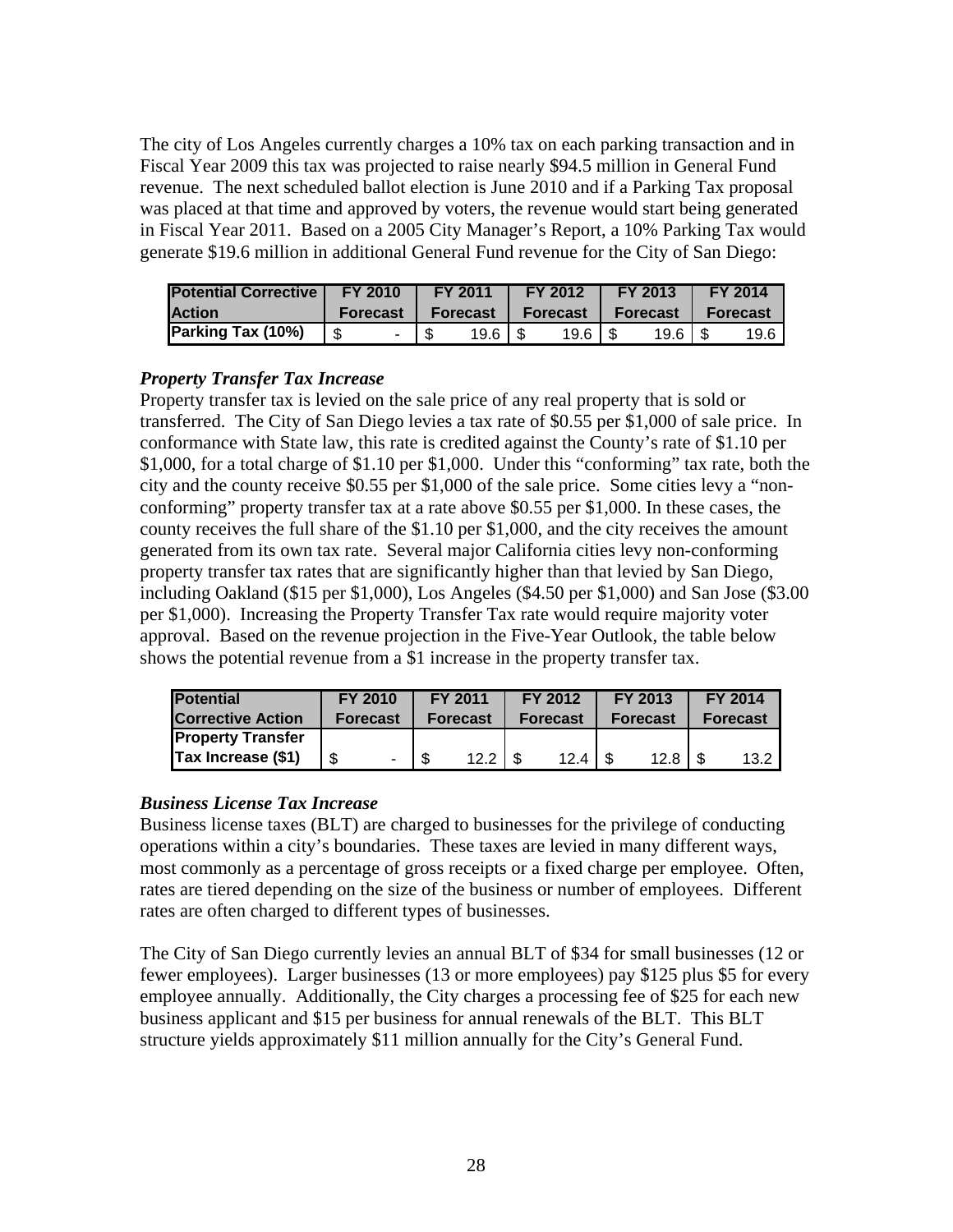The city of Los Angeles currently charges a 10% tax on each parking transaction and in Fiscal Year 2009 this tax was projected to raise nearly $94.5 million in General Fund revenue. The next scheduled ballot election is June 2010 and if a Parking Tax proposal was placed at that time and approved by voters, the revenue would start being generated in Fiscal Year 2011. Based on a 2005 City Manager's Report, a 10% Parking Tax would generate $19.6 million in additional General Fund revenue for the City of San Diego:

| Potential Corrective Action | FY 2010 Forecast | FY 2011 Forecast | FY 2012 Forecast | FY 2013 Forecast | FY 2014 Forecast |
|---|---|---|---|---|---|
| Parking Tax (10%) | $ - | $ 19.6 | $ 19.6 | $ 19.6 | $ 19.6 |

### *Property Transfer Tax Increase*

Property transfer tax is levied on the sale price of any real property that is sold or transferred. The City of San Diego levies a tax rate of $0.55 per $1,000 of sale price. In conformance with State law, this rate is credited against the County's rate of $1.10 per $1,000, for a total charge of $1.10 per $1,000. Under this "conforming" tax rate, both the city and the county receive $0.55 per $1,000 of the sale price. Some cities levy a "non-conforming" property transfer tax at a rate above $0.55 per $1,000. In these cases, the county receives the full share of the $1.10 per $1,000, and the city receives the amount generated from its own tax rate. Several major California cities levy non-conforming property transfer tax rates that are significantly higher than that levied by San Diego, including Oakland ($15 per $1,000), Los Angeles ($4.50 per $1,000) and San Jose ($3.00 per $1,000). Increasing the Property Transfer Tax rate would require majority voter approval. Based on the revenue projection in the Five-Year Outlook, the table below shows the potential revenue from a $1 increase in the property transfer tax.

| Potential Corrective Action | FY 2010 Forecast | FY 2011 Forecast | FY 2012 Forecast | FY 2013 Forecast | FY 2014 Forecast |
|---|---|---|---|---|---|
| Property Transfer Tax Increase ($1) | $ - | $ 12.2 | $ 12.4 | $ 12.8 | $ 13.2 |

### *Business License Tax Increase*

Business license taxes (BLT) are charged to businesses for the privilege of conducting operations within a city's boundaries. These taxes are levied in many different ways, most commonly as a percentage of gross receipts or a fixed charge per employee. Often, rates are tiered depending on the size of the business or number of employees. Different rates are often charged to different types of businesses.

The City of San Diego currently levies an annual BLT of $34 for small businesses (12 or fewer employees). Larger businesses (13 or more employees) pay $125 plus $5 for every employee annually. Additionally, the City charges a processing fee of $25 for each new business applicant and $15 per business for annual renewals of the BLT. This BLT structure yields approximately $11 million annually for the City's General Fund.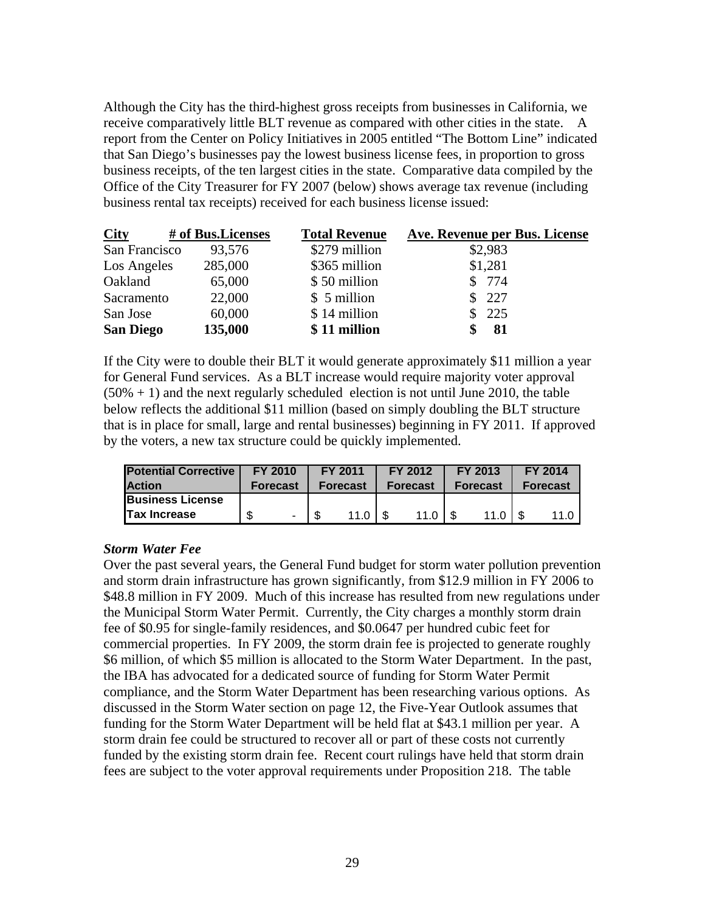Although the City has the third-highest gross receipts from businesses in California, we receive comparatively little BLT revenue as compared with other cities in the state. A report from the Center on Policy Initiatives in 2005 entitled "The Bottom Line" indicated that San Diego's businesses pay the lowest business license fees, in proportion to gross business receipts, of the ten largest cities in the state. Comparative data compiled by the Office of the City Treasurer for FY 2007 (below) shows average tax revenue (including business rental tax receipts) received for each business license issued:

| City | # of Bus.Licenses | Total Revenue | Ave. Revenue per Bus. License |
|---|---|---|---|
| San Francisco | 93,576 | $279 million | $2,983 |
| Los Angeles | 285,000 | $365 million | $1,281 |
| Oakland | 65,000 | $ 50 million | $ 774 |
| Sacramento | 22,000 | $ 5 million | $ 227 |
| San Jose | 60,000 | $ 14 million | $ 225 |
| **San Diego** | **135,000** | **$ 11 million** | **$ 81** |

If the City were to double their BLT it would generate approximately $11 million a year for General Fund services. As a BLT increase would require majority voter approval (50% + 1) and the next regularly scheduled election is not until June 2010, the table below reflects the additional $11 million (based on simply doubling the BLT structure that is in place for small, large and rental businesses) beginning in FY 2011. If approved by the voters, a new tax structure could be quickly implemented.

| Potential Corrective Action | FY 2010 Forecast | FY 2011 Forecast | FY 2012 Forecast | FY 2013 Forecast | FY 2014 Forecast |
|---|---|---|---|---|---|
| Business License Tax Increase | $ - | $ 11.0 | $ 11.0 | $ 11.0 | $ 11.0 |

### *Storm Water Fee*

Over the past several years, the General Fund budget for storm water pollution prevention and storm drain infrastructure has grown significantly, from $12.9 million in FY 2006 to $48.8 million in FY 2009. Much of this increase has resulted from new regulations under the Municipal Storm Water Permit. Currently, the City charges a monthly storm drain fee of $0.95 for single-family residences, and $0.0647 per hundred cubic feet for commercial properties. In FY 2009, the storm drain fee is projected to generate roughly $6 million, of which $5 million is allocated to the Storm Water Department. In the past, the IBA has advocated for a dedicated source of funding for Storm Water Permit compliance, and the Storm Water Department has been researching various options. As discussed in the Storm Water section on page 12, the Five-Year Outlook assumes that funding for the Storm Water Department will be held flat at $43.1 million per year. A storm drain fee could be structured to recover all or part of these costs not currently funded by the existing storm drain fee. Recent court rulings have held that storm drain fees are subject to the voter approval requirements under Proposition 218. The table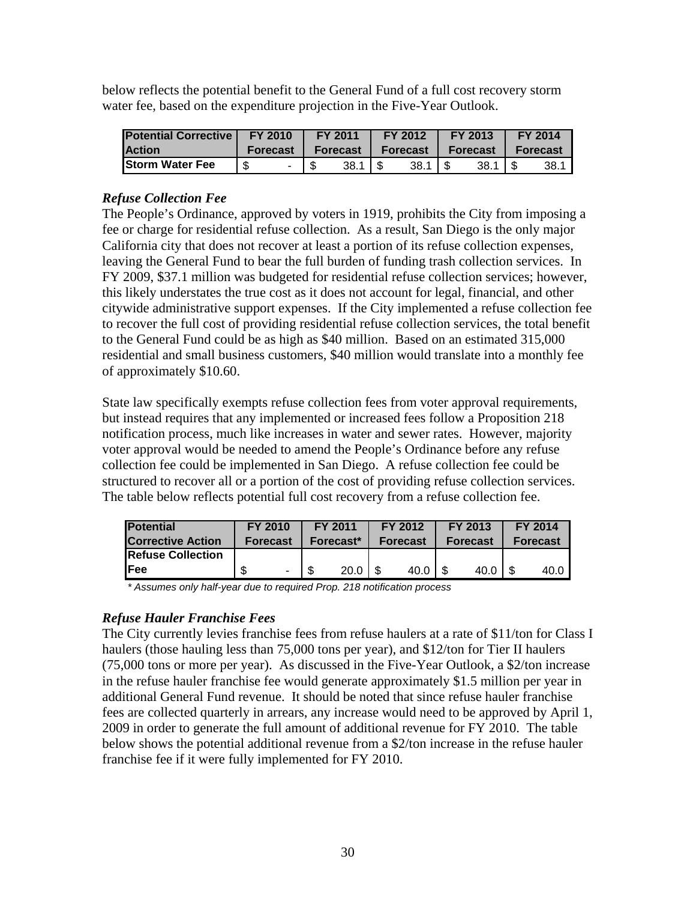below reflects the potential benefit to the General Fund of a full cost recovery storm water fee, based on the expenditure projection in the Five-Year Outlook.

| Potential Corrective Action | FY 2010 Forecast | FY 2011 Forecast | FY 2012 Forecast | FY 2013 Forecast | FY 2014 Forecast |
|---|---|---|---|---|---|
| Storm Water Fee | $ - | $ 38.1 | $ 38.1 | $ 38.1 | $ 38.1 |

### *Refuse Collection Fee*

The People's Ordinance, approved by voters in 1919, prohibits the City from imposing a fee or charge for residential refuse collection. As a result, San Diego is the only major California city that does not recover at least a portion of its refuse collection expenses, leaving the General Fund to bear the full burden of funding trash collection services. In FY 2009, $37.1 million was budgeted for residential refuse collection services; however, this likely understates the true cost as it does not account for legal, financial, and other citywide administrative support expenses. If the City implemented a refuse collection fee to recover the full cost of providing residential refuse collection services, the total benefit to the General Fund could be as high as $40 million. Based on an estimated 315,000 residential and small business customers, $40 million would translate into a monthly fee of approximately $10.60.

State law specifically exempts refuse collection fees from voter approval requirements, but instead requires that any implemented or increased fees follow a Proposition 218 notification process, much like increases in water and sewer rates. However, majority voter approval would be needed to amend the People's Ordinance before any refuse collection fee could be implemented in San Diego. A refuse collection fee could be structured to recover all or a portion of the cost of providing refuse collection services. The table below reflects potential full cost recovery from a refuse collection fee.

| Potential Corrective Action | FY 2010 Forecast | FY 2011 Forecast* | FY 2012 Forecast | FY 2013 Forecast | FY 2014 Forecast |
|---|---|---|---|---|---|
| Refuse Collection Fee | $ - | $ 20.0 | $ 40.0 | $ 40.0 | $ 40.0 |

*\* Assumes only half-year due to required Prop. 218 notification process*

### *Refuse Hauler Franchise Fees*

The City currently levies franchise fees from refuse haulers at a rate of $11/ton for Class I haulers (those hauling less than 75,000 tons per year), and $12/ton for Tier II haulers (75,000 tons or more per year). As discussed in the Five-Year Outlook, a $2/ton increase in the refuse hauler franchise fee would generate approximately $1.5 million per year in additional General Fund revenue. It should be noted that since refuse hauler franchise fees are collected quarterly in arrears, any increase would need to be approved by April 1, 2009 in order to generate the full amount of additional revenue for FY 2010. The table below shows the potential additional revenue from a $2/ton increase in the refuse hauler franchise fee if it were fully implemented for FY 2010.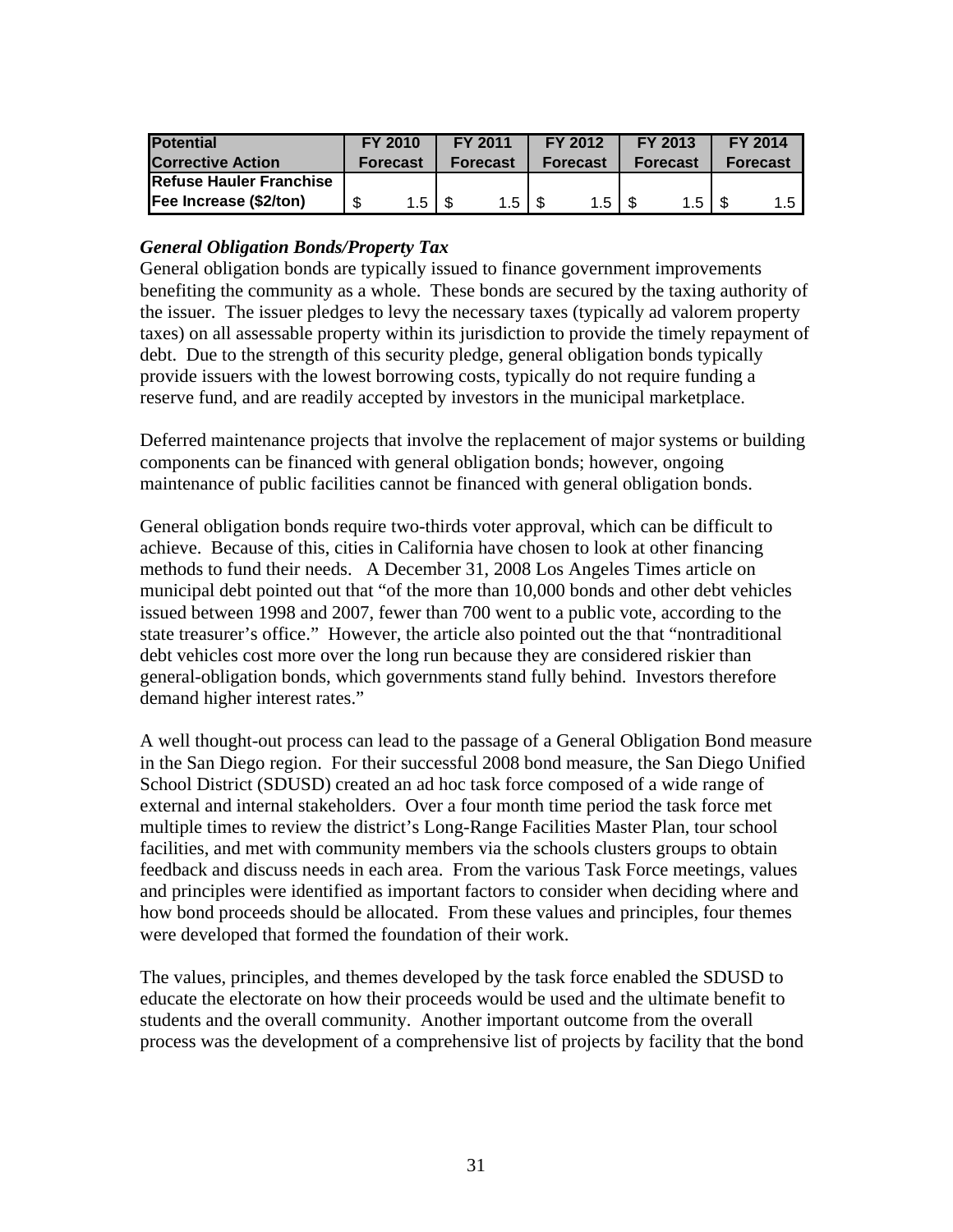| Potential Corrective Action | FY 2010 Forecast | FY 2011 Forecast | FY 2012 Forecast | FY 2013 Forecast | FY 2014 Forecast |
|---|---|---|---|---|---|
| Refuse Hauler Franchise Fee Increase ($2/ton) | $ 1.5 | $ 1.5 | $ 1.5 | $ 1.5 | $ 1.5 |

***General Obligation Bonds/Property Tax***

General obligation bonds are typically issued to finance government improvements benefiting the community as a whole. These bonds are secured by the taxing authority of the issuer. The issuer pledges to levy the necessary taxes (typically ad valorem property taxes) on all assessable property within its jurisdiction to provide the timely repayment of debt. Due to the strength of this security pledge, general obligation bonds typically provide issuers with the lowest borrowing costs, typically do not require funding a reserve fund, and are readily accepted by investors in the municipal marketplace.

Deferred maintenance projects that involve the replacement of major systems or building components can be financed with general obligation bonds; however, ongoing maintenance of public facilities cannot be financed with general obligation bonds.

General obligation bonds require two-thirds voter approval, which can be difficult to achieve. Because of this, cities in California have chosen to look at other financing methods to fund their needs. A December 31, 2008 Los Angeles Times article on municipal debt pointed out that "of the more than 10,000 bonds and other debt vehicles issued between 1998 and 2007, fewer than 700 went to a public vote, according to the state treasurer's office." However, the article also pointed out the that "nontraditional debt vehicles cost more over the long run because they are considered riskier than general-obligation bonds, which governments stand fully behind. Investors therefore demand higher interest rates."

A well thought-out process can lead to the passage of a General Obligation Bond measure in the San Diego region. For their successful 2008 bond measure, the San Diego Unified School District (SDUSD) created an ad hoc task force composed of a wide range of external and internal stakeholders. Over a four month time period the task force met multiple times to review the district's Long-Range Facilities Master Plan, tour school facilities, and met with community members via the schools clusters groups to obtain feedback and discuss needs in each area. From the various Task Force meetings, values and principles were identified as important factors to consider when deciding where and how bond proceeds should be allocated. From these values and principles, four themes were developed that formed the foundation of their work.

The values, principles, and themes developed by the task force enabled the SDUSD to educate the electorate on how their proceeds would be used and the ultimate benefit to students and the overall community. Another important outcome from the overall process was the development of a comprehensive list of projects by facility that the bond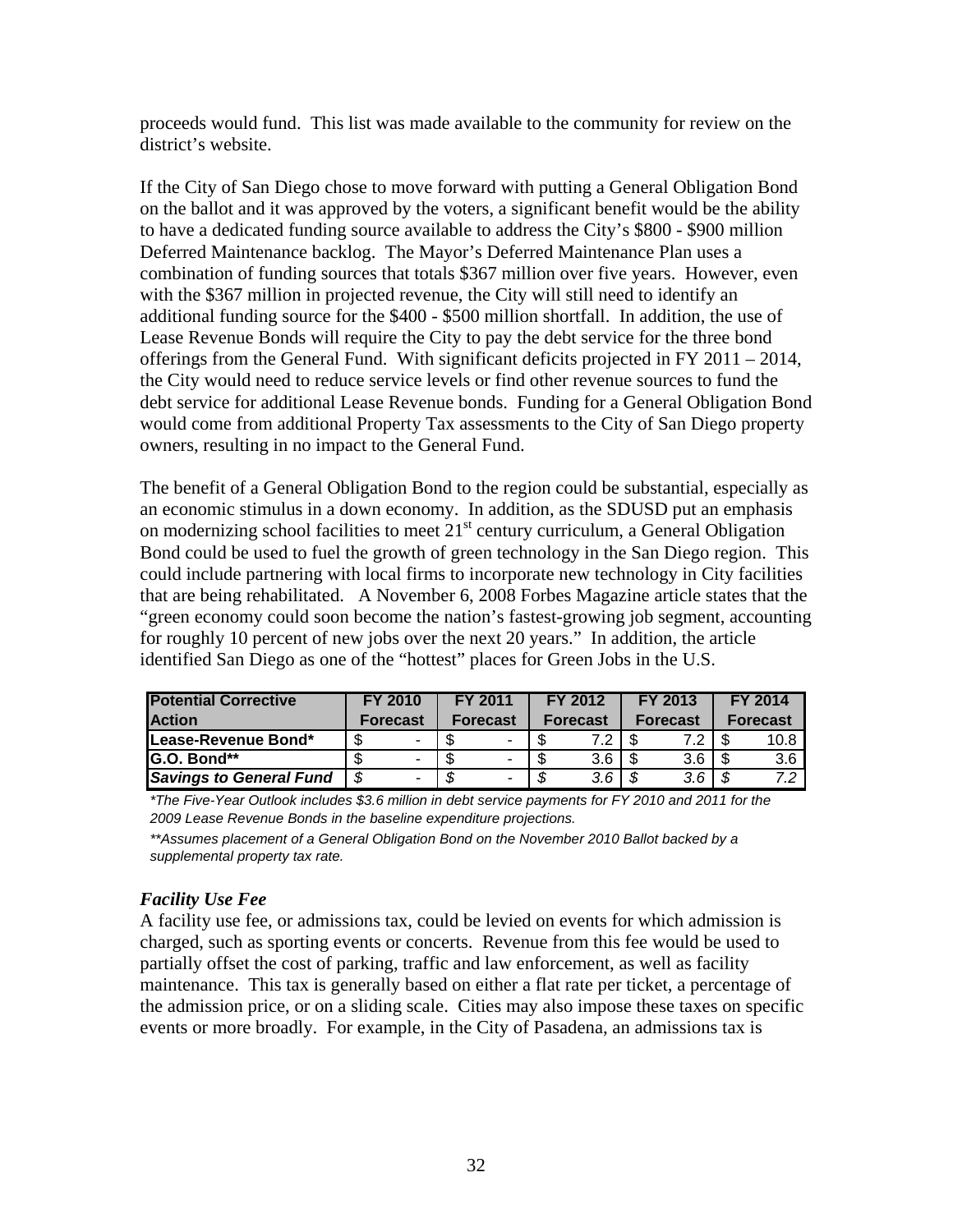proceeds would fund. This list was made available to the community for review on the district's website.

If the City of San Diego chose to move forward with putting a General Obligation Bond on the ballot and it was approved by the voters, a significant benefit would be the ability to have a dedicated funding source available to address the City's $800 - $900 million Deferred Maintenance backlog. The Mayor's Deferred Maintenance Plan uses a combination of funding sources that totals $367 million over five years. However, even with the $367 million in projected revenue, the City will still need to identify an additional funding source for the $400 - $500 million shortfall. In addition, the use of Lease Revenue Bonds will require the City to pay the debt service for the three bond offerings from the General Fund. With significant deficits projected in FY 2011 – 2014, the City would need to reduce service levels or find other revenue sources to fund the debt service for additional Lease Revenue bonds. Funding for a General Obligation Bond would come from additional Property Tax assessments to the City of San Diego property owners, resulting in no impact to the General Fund.

The benefit of a General Obligation Bond to the region could be substantial, especially as an economic stimulus in a down economy. In addition, as the SDUSD put an emphasis on modernizing school facilities to meet 21st century curriculum, a General Obligation Bond could be used to fuel the growth of green technology in the San Diego region. This could include partnering with local firms to incorporate new technology in City facilities that are being rehabilitated. A November 6, 2008 Forbes Magazine article states that the "green economy could soon become the nation's fastest-growing job segment, accounting for roughly 10 percent of new jobs over the next 20 years." In addition, the article identified San Diego as one of the "hottest" places for Green Jobs in the U.S.

| Potential Corrective Action | FY 2010 Forecast | FY 2011 Forecast | FY 2012 Forecast | FY 2013 Forecast | FY 2014 Forecast |
|---|---|---|---|---|---|
| **Lease-Revenue Bond*** | $ - | $ - | $ 7.2 | $ 7.2 | $ 10.8 |
| **G.O. Bond**** | $ - | $ - | $ 3.6 | $ 3.6 | $ 3.6 |
| ***Savings to General Fund*** | *$ -* | *$ -* | *$ 3.6* | *$ 3.6* | *$ 7.2* |

*\*The Five-Year Outlook includes $3.6 million in debt service payments for FY 2010 and 2011 for the 2009 Lease Revenue Bonds in the baseline expenditure projections.*

*\*\*Assumes placement of a General Obligation Bond on the November 2010 Ballot backed by a supplemental property tax rate.*

### *Facility Use Fee*

A facility use fee, or admissions tax, could be levied on events for which admission is charged, such as sporting events or concerts. Revenue from this fee would be used to partially offset the cost of parking, traffic and law enforcement, as well as facility maintenance. This tax is generally based on either a flat rate per ticket, a percentage of the admission price, or on a sliding scale. Cities may also impose these taxes on specific events or more broadly. For example, in the City of Pasadena, an admissions tax is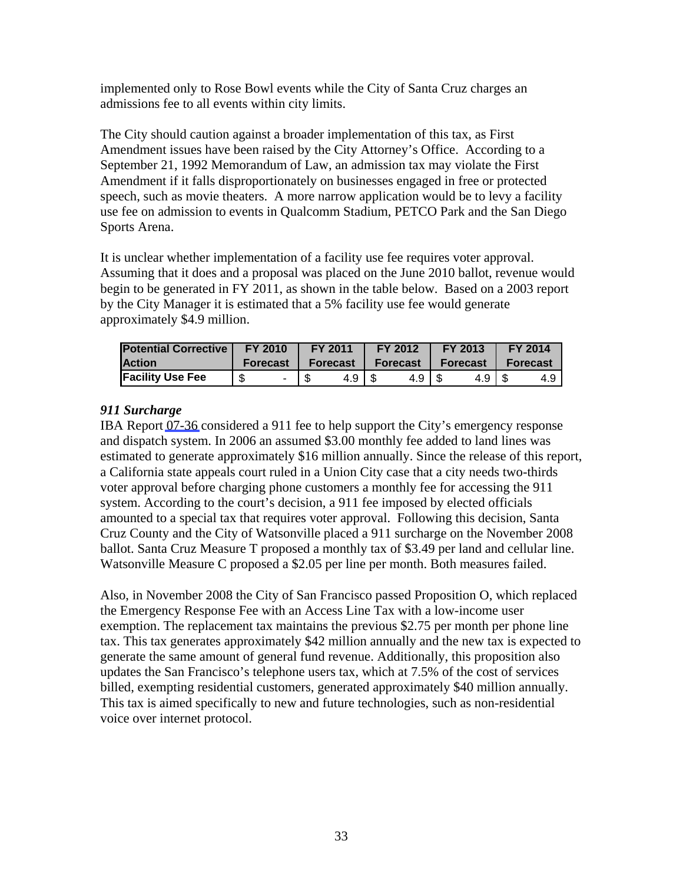implemented only to Rose Bowl events while the City of Santa Cruz charges an admissions fee to all events within city limits.

The City should caution against a broader implementation of this tax, as First Amendment issues have been raised by the City Attorney's Office. According to a September 21, 1992 Memorandum of Law, an admission tax may violate the First Amendment if it falls disproportionately on businesses engaged in free or protected speech, such as movie theaters. A more narrow application would be to levy a facility use fee on admission to events in Qualcomm Stadium, PETCO Park and the San Diego Sports Arena.

It is unclear whether implementation of a facility use fee requires voter approval. Assuming that it does and a proposal was placed on the June 2010 ballot, revenue would begin to be generated in FY 2011, as shown in the table below. Based on a 2003 report by the City Manager it is estimated that a 5% facility use fee would generate approximately $4.9 million.

| Potential Corrective Action | FY 2010 Forecast | FY 2011 Forecast | FY 2012 Forecast | FY 2013 Forecast | FY 2014 Forecast |
|---|---|---|---|---|---|
| Facility Use Fee | $ - | $ 4.9 | $ 4.9 | $ 4.9 | $ 4.9 |

### *911 Surcharge*

IBA Report 07-36 considered a 911 fee to help support the City's emergency response and dispatch system. In 2006 an assumed $3.00 monthly fee added to land lines was estimated to generate approximately $16 million annually. Since the release of this report, a California state appeals court ruled in a Union City case that a city needs two-thirds voter approval before charging phone customers a monthly fee for accessing the 911 system. According to the court's decision, a 911 fee imposed by elected officials amounted to a special tax that requires voter approval. Following this decision, Santa Cruz County and the City of Watsonville placed a 911 surcharge on the November 2008 ballot. Santa Cruz Measure T proposed a monthly tax of $3.49 per land and cellular line. Watsonville Measure C proposed a $2.05 per line per month. Both measures failed.

Also, in November 2008 the City of San Francisco passed Proposition O, which replaced the Emergency Response Fee with an Access Line Tax with a low-income user exemption. The replacement tax maintains the previous $2.75 per month per phone line tax. This tax generates approximately $42 million annually and the new tax is expected to generate the same amount of general fund revenue. Additionally, this proposition also updates the San Francisco's telephone users tax, which at 7.5% of the cost of services billed, exempting residential customers, generated approximately $40 million annually. This tax is aimed specifically to new and future technologies, such as non-residential voice over internet protocol.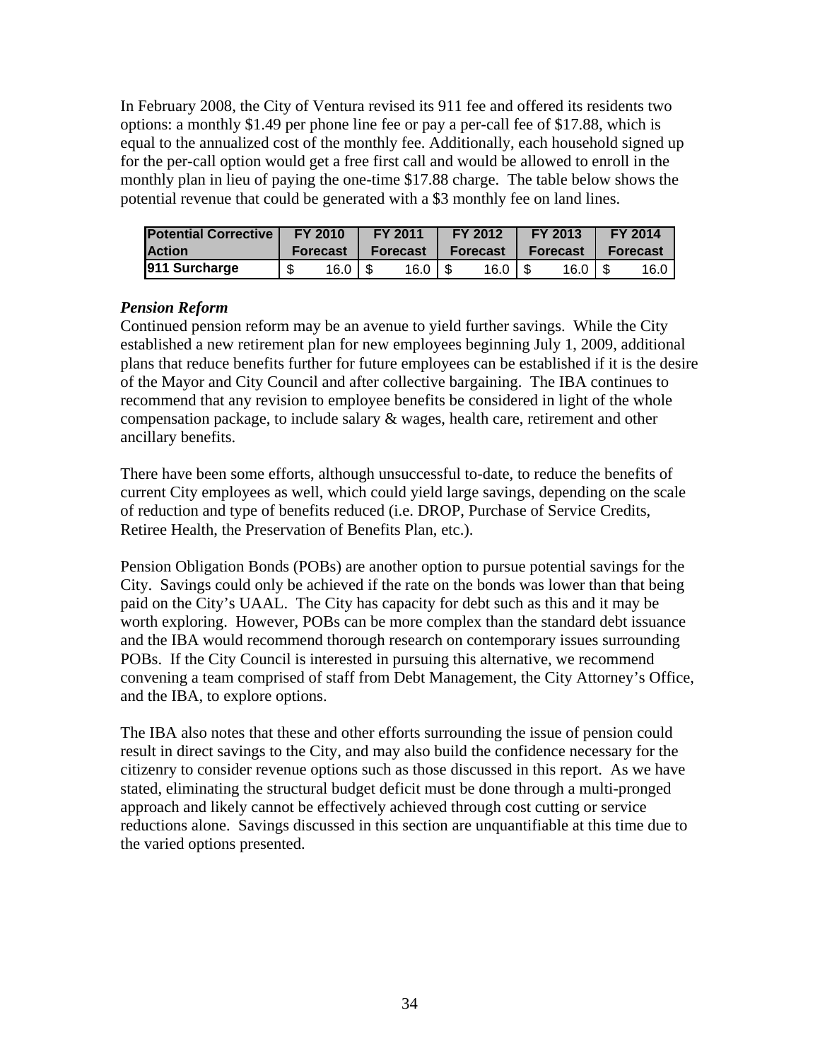In February 2008, the City of Ventura revised its 911 fee and offered its residents two options: a monthly $1.49 per phone line fee or pay a per-call fee of $17.88, which is equal to the annualized cost of the monthly fee. Additionally, each household signed up for the per-call option would get a free first call and would be allowed to enroll in the monthly plan in lieu of paying the one-time $17.88 charge. The table below shows the potential revenue that could be generated with a $3 monthly fee on land lines.

| Potential Corrective Action | FY 2010 Forecast | FY 2011 Forecast | FY 2012 Forecast | FY 2013 Forecast | FY 2014 Forecast |
|---|---|---|---|---|---|
| **911 Surcharge** | $ 16.0 | $ 16.0 | $ 16.0 | $ 16.0 | $ 16.0 |

***Pension Reform***

Continued pension reform may be an avenue to yield further savings. While the City established a new retirement plan for new employees beginning July 1, 2009, additional plans that reduce benefits further for future employees can be established if it is the desire of the Mayor and City Council and after collective bargaining. The IBA continues to recommend that any revision to employee benefits be considered in light of the whole compensation package, to include salary & wages, health care, retirement and other ancillary benefits.

There have been some efforts, although unsuccessful to-date, to reduce the benefits of current City employees as well, which could yield large savings, depending on the scale of reduction and type of benefits reduced (i.e. DROP, Purchase of Service Credits, Retiree Health, the Preservation of Benefits Plan, etc.).

Pension Obligation Bonds (POBs) are another option to pursue potential savings for the City. Savings could only be achieved if the rate on the bonds was lower than that being paid on the City's UAAL. The City has capacity for debt such as this and it may be worth exploring. However, POBs can be more complex than the standard debt issuance and the IBA would recommend thorough research on contemporary issues surrounding POBs. If the City Council is interested in pursuing this alternative, we recommend convening a team comprised of staff from Debt Management, the City Attorney's Office, and the IBA, to explore options.

The IBA also notes that these and other efforts surrounding the issue of pension could result in direct savings to the City, and may also build the confidence necessary for the citizenry to consider revenue options such as those discussed in this report. As we have stated, eliminating the structural budget deficit must be done through a multi-pronged approach and likely cannot be effectively achieved through cost cutting or service reductions alone. Savings discussed in this section are unquantifiable at this time due to the varied options presented.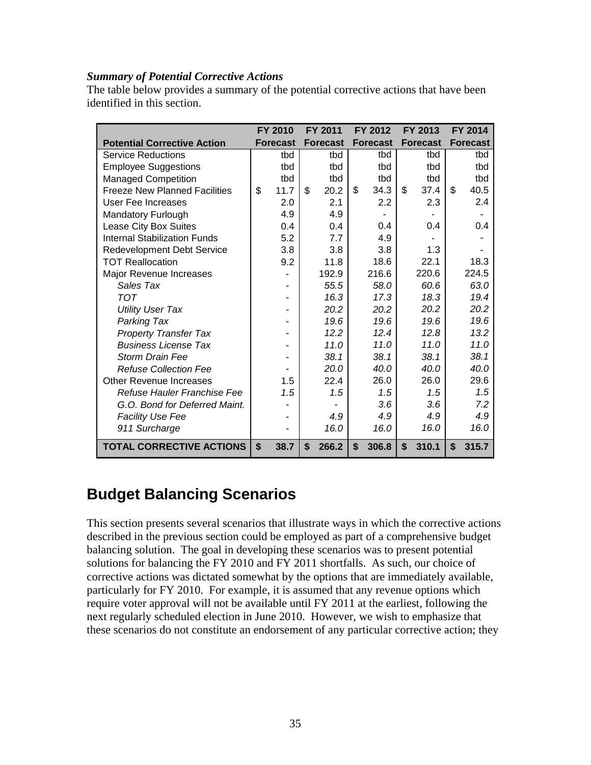***Summary of Potential Corrective Actions***

The table below provides a summary of the potential corrective actions that have been identified in this section.

| Potential Corrective Action | FY 2010 Forecast | FY 2011 Forecast | FY 2012 Forecast | FY 2013 Forecast | FY 2014 Forecast |
|---|---|---|---|---|---|
| Service Reductions | tbd | tbd | tbd | tbd | tbd |
| Employee Suggestions | tbd | tbd | tbd | tbd | tbd |
| Managed Competition | tbd | tbd | tbd | tbd | tbd |
| Freeze New Planned Facilities | $ 11.7 | $ 20.2 | $ 34.3 | $ 37.4 | $ 40.5 |
| User Fee Increases | 2.0 | 2.1 | 2.2 | 2.3 | 2.4 |
| Mandatory Furlough | 4.9 | 4.9 | - | - | - |
| Lease City Box Suites | 0.4 | 0.4 | 0.4 | 0.4 | 0.4 |
| Internal Stabilization Funds | 5.2 | 7.7 | 4.9 | - | - |
| Redevelopment Debt Service | 3.8 | 3.8 | 3.8 | 1.3 | - |
| TOT Reallocation | 9.2 | 11.8 | 18.6 | 22.1 | 18.3 |
| Major Revenue Increases | - | 192.9 | 216.6 | 220.6 | 224.5 |
| *Sales Tax* | - | *55.5* | *58.0* | *60.6* | *63.0* |
| *TOT* | - | *16.3* | *17.3* | *18.3* | *19.4* |
| *Utility User Tax* | - | *20.2* | *20.2* | *20.2* | *20.2* |
| *Parking Tax* | - | *19.6* | *19.6* | *19.6* | *19.6* |
| *Property Transfer Tax* | - | *12.2* | *12.4* | *12.8* | *13.2* |
| *Business License Tax* | - | *11.0* | *11.0* | *11.0* | *11.0* |
| *Storm Drain Fee* | - | *38.1* | *38.1* | *38.1* | *38.1* |
| *Refuse Collection Fee* | - | *20.0* | *40.0* | *40.0* | *40.0* |
| Other Revenue Increases | 1.5 | 22.4 | 26.0 | 26.0 | 29.6 |
| *Refuse Hauler Franchise Fee* | *1.5* | *1.5* | *1.5* | *1.5* | *1.5* |
| *G.O. Bond for Deferred Maint.* | - | - | *3.6* | *3.6* | *7.2* |
| *Facility Use Fee* | - | *4.9* | *4.9* | *4.9* | *4.9* |
| *911 Surcharge* | - | *16.0* | *16.0* | *16.0* | *16.0* |
| **TOTAL CORRECTIVE ACTIONS** | **$ 38.7** | **$ 266.2** | **$ 306.8** | **$ 310.1** | **$ 315.7** |

# Budget Balancing Scenarios

This section presents several scenarios that illustrate ways in which the corrective actions described in the previous section could be employed as part of a comprehensive budget balancing solution. The goal in developing these scenarios was to present potential solutions for balancing the FY 2010 and FY 2011 shortfalls. As such, our choice of corrective actions was dictated somewhat by the options that are immediately available, particularly for FY 2010. For example, it is assumed that any revenue options which require voter approval will not be available until FY 2011 at the earliest, following the next regularly scheduled election in June 2010. However, we wish to emphasize that these scenarios do not constitute an endorsement of any particular corrective action; they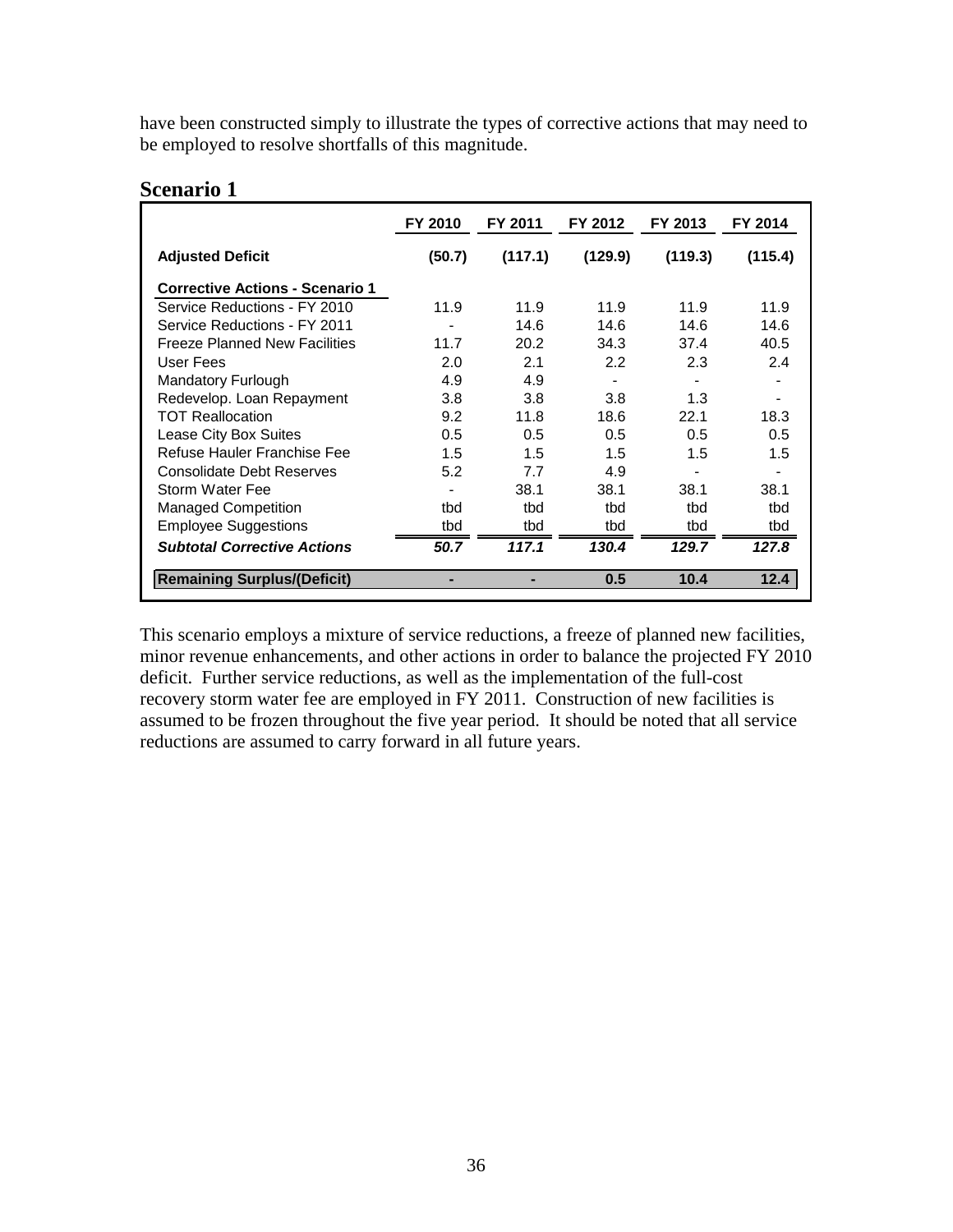have been constructed simply to illustrate the types of corrective actions that may need to be employed to resolve shortfalls of this magnitude.

## Scenario 1

| | FY 2010 | FY 2011 | FY 2012 | FY 2013 | FY 2014 |
|---|---|---|---|---|---|
| **Adjusted Deficit** | **(50.7)** | **(117.1)** | **(129.9)** | **(119.3)** | **(115.4)** |
| **Corrective Actions - Scenario 1** | | | | | |
| Service Reductions - FY 2010 | 11.9 | 11.9 | 11.9 | 11.9 | 11.9 |
| Service Reductions - FY 2011 | - | 14.6 | 14.6 | 14.6 | 14.6 |
| Freeze Planned New Facilities | 11.7 | 20.2 | 34.3 | 37.4 | 40.5 |
| User Fees | 2.0 | 2.1 | 2.2 | 2.3 | 2.4 |
| Mandatory Furlough | 4.9 | 4.9 | - | - | - |
| Redevelop. Loan Repayment | 3.8 | 3.8 | 3.8 | 1.3 | - |
| TOT Reallocation | 9.2 | 11.8 | 18.6 | 22.1 | 18.3 |
| Lease City Box Suites | 0.5 | 0.5 | 0.5 | 0.5 | 0.5 |
| Refuse Hauler Franchise Fee | 1.5 | 1.5 | 1.5 | 1.5 | 1.5 |
| Consolidate Debt Reserves | 5.2 | 7.7 | 4.9 | - | - |
| Storm Water Fee | - | 38.1 | 38.1 | 38.1 | 38.1 |
| Managed Competition | tbd | tbd | tbd | tbd | tbd |
| Employee Suggestions | tbd | tbd | tbd | tbd | tbd |
| ***Subtotal Corrective Actions*** | ***50.7*** | ***117.1*** | ***130.4*** | ***129.7*** | ***127.8*** |
| **Remaining Surplus/(Deficit)** | **-** | **-** | **0.5** | **10.4** | **12.4** |

This scenario employs a mixture of service reductions, a freeze of planned new facilities, minor revenue enhancements, and other actions in order to balance the projected FY 2010 deficit. Further service reductions, as well as the implementation of the full-cost recovery storm water fee are employed in FY 2011. Construction of new facilities is assumed to be frozen throughout the five year period. It should be noted that all service reductions are assumed to carry forward in all future years.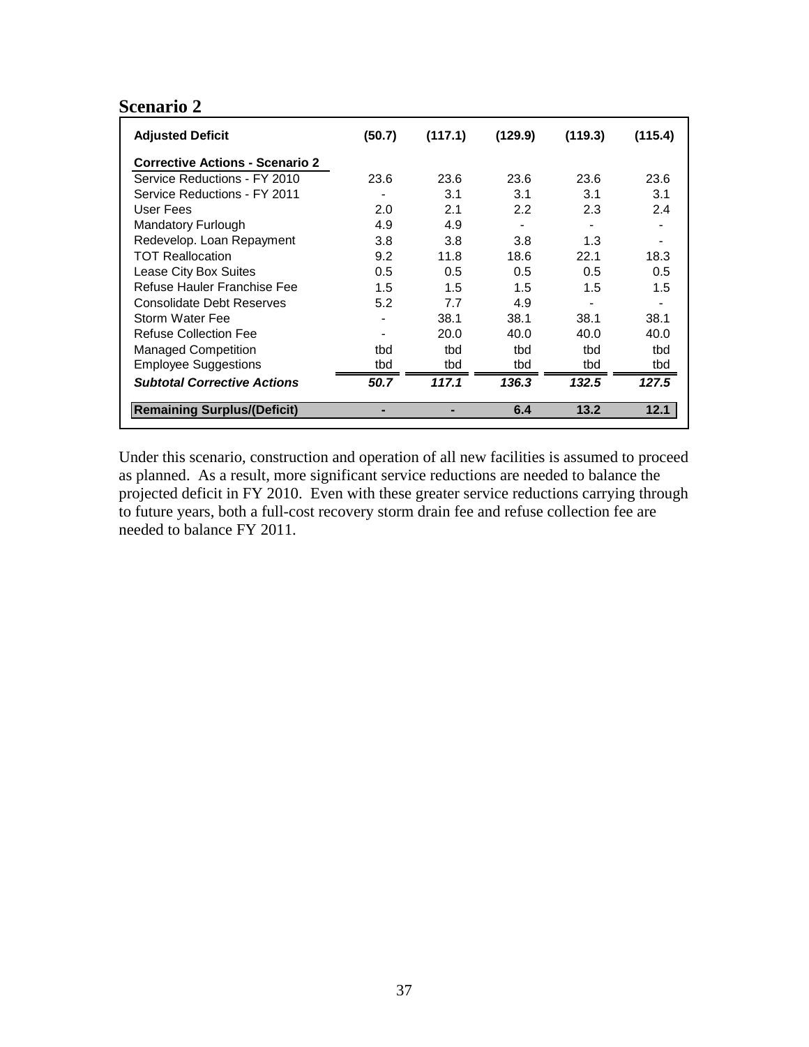## Scenario 2

| **Adjusted Deficit** | **(50.7)** | **(117.1)** | **(129.9)** | **(119.3)** | **(115.4)** |
|---|---|---|---|---|---|
| **Corrective Actions - Scenario 2** | | | | | |
| Service Reductions - FY 2010 | 23.6 | 23.6 | 23.6 | 23.6 | 23.6 |
| Service Reductions - FY 2011 | - | 3.1 | 3.1 | 3.1 | 3.1 |
| User Fees | 2.0 | 2.1 | 2.2 | 2.3 | 2.4 |
| Mandatory Furlough | 4.9 | 4.9 | - | - | - |
| Redevelop. Loan Repayment | 3.8 | 3.8 | 3.8 | 1.3 | - |
| TOT Reallocation | 9.2 | 11.8 | 18.6 | 22.1 | 18.3 |
| Lease City Box Suites | 0.5 | 0.5 | 0.5 | 0.5 | 0.5 |
| Refuse Hauler Franchise Fee | 1.5 | 1.5 | 1.5 | 1.5 | 1.5 |
| Consolidate Debt Reserves | 5.2 | 7.7 | 4.9 | - | - |
| Storm Water Fee | - | 38.1 | 38.1 | 38.1 | 38.1 |
| Refuse Collection Fee | - | 20.0 | 40.0 | 40.0 | 40.0 |
| Managed Competition | tbd | tbd | tbd | tbd | tbd |
| Employee Suggestions | tbd | tbd | tbd | tbd | tbd |
| ***Subtotal Corrective Actions*** | ***50.7*** | ***117.1*** | ***136.3*** | ***132.5*** | ***127.5*** |
| **Remaining Surplus/(Deficit)** | **-** | **-** | **6.4** | **13.2** | **12.1** |

Under this scenario, construction and operation of all new facilities is assumed to proceed as planned. As a result, more significant service reductions are needed to balance the projected deficit in FY 2010. Even with these greater service reductions carrying through to future years, both a full-cost recovery storm drain fee and refuse collection fee are needed to balance FY 2011.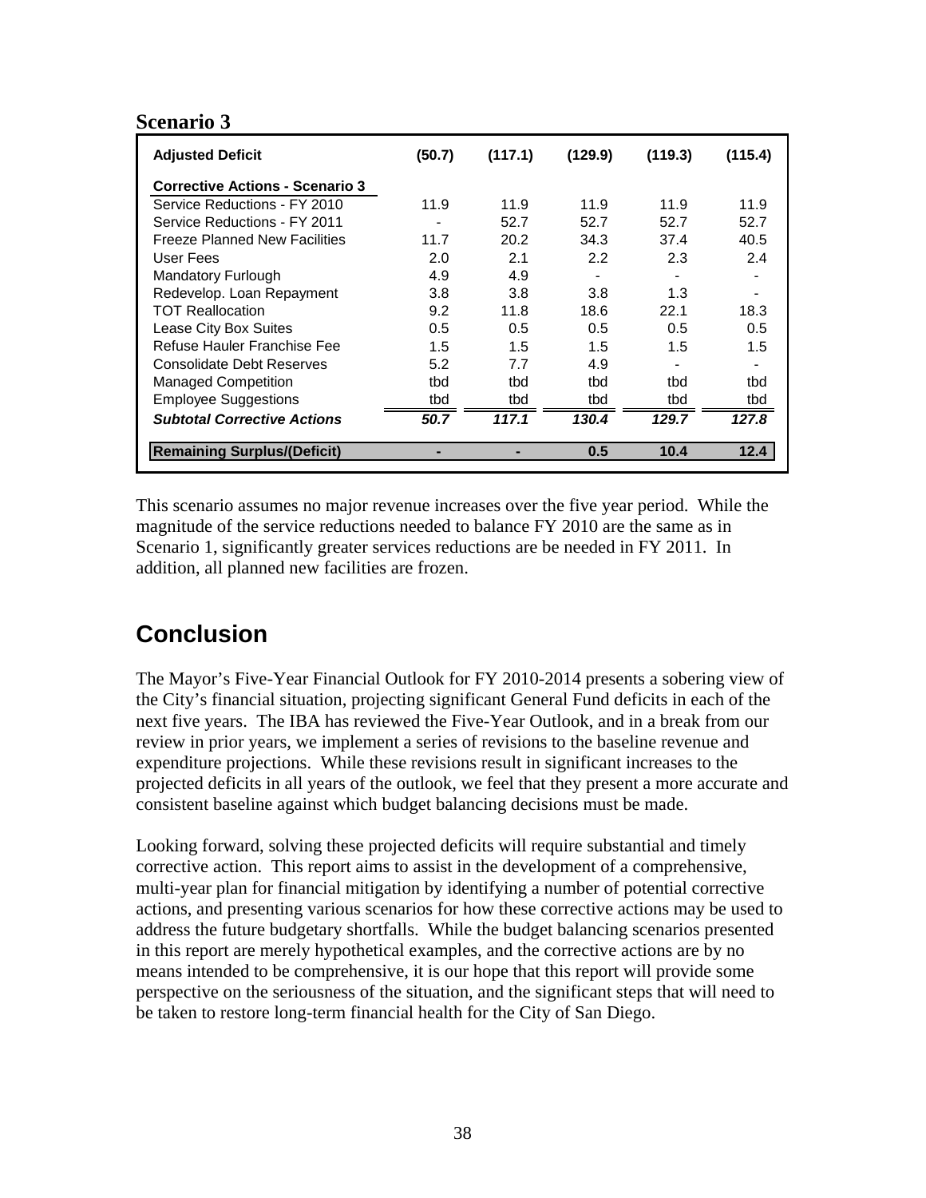**Scenario 3**

| Adjusted Deficit | (50.7) | (117.1) | (129.9) | (119.3) | (115.4) |
|---|---|---|---|---|---|
| **Corrective Actions - Scenario 3** | | | | | |
| Service Reductions - FY 2010 | 11.9 | 11.9 | 11.9 | 11.9 | 11.9 |
| Service Reductions - FY 2011 | - | 52.7 | 52.7 | 52.7 | 52.7 |
| Freeze Planned New Facilities | 11.7 | 20.2 | 34.3 | 37.4 | 40.5 |
| User Fees | 2.0 | 2.1 | 2.2 | 2.3 | 2.4 |
| Mandatory Furlough | 4.9 | 4.9 | - | - | - |
| Redevelop. Loan Repayment | 3.8 | 3.8 | 3.8 | 1.3 | - |
| TOT Reallocation | 9.2 | 11.8 | 18.6 | 22.1 | 18.3 |
| Lease City Box Suites | 0.5 | 0.5 | 0.5 | 0.5 | 0.5 |
| Refuse Hauler Franchise Fee | 1.5 | 1.5 | 1.5 | 1.5 | 1.5 |
| Consolidate Debt Reserves | 5.2 | 7.7 | 4.9 | - | - |
| Managed Competition | tbd | tbd | tbd | tbd | tbd |
| Employee Suggestions | tbd | tbd | tbd | tbd | tbd |
| ***Subtotal Corrective Actions*** | ***50.7*** | ***117.1*** | ***130.4*** | ***129.7*** | ***127.8*** |
| **Remaining Surplus/(Deficit)** | **-** | **-** | **0.5** | **10.4** | **12.4** |

This scenario assumes no major revenue increases over the five year period. While the magnitude of the service reductions needed to balance FY 2010 are the same as in Scenario 1, significantly greater services reductions are be needed in FY 2011. In addition, all planned new facilities are frozen.

## Conclusion

The Mayor's Five-Year Financial Outlook for FY 2010-2014 presents a sobering view of the City's financial situation, projecting significant General Fund deficits in each of the next five years. The IBA has reviewed the Five-Year Outlook, and in a break from our review in prior years, we implement a series of revisions to the baseline revenue and expenditure projections. While these revisions result in significant increases to the projected deficits in all years of the outlook, we feel that they present a more accurate and consistent baseline against which budget balancing decisions must be made.

Looking forward, solving these projected deficits will require substantial and timely corrective action. This report aims to assist in the development of a comprehensive, multi-year plan for financial mitigation by identifying a number of potential corrective actions, and presenting various scenarios for how these corrective actions may be used to address the future budgetary shortfalls. While the budget balancing scenarios presented in this report are merely hypothetical examples, and the corrective actions are by no means intended to be comprehensive, it is our hope that this report will provide some perspective on the seriousness of the situation, and the significant steps that will need to be taken to restore long-term financial health for the City of San Diego.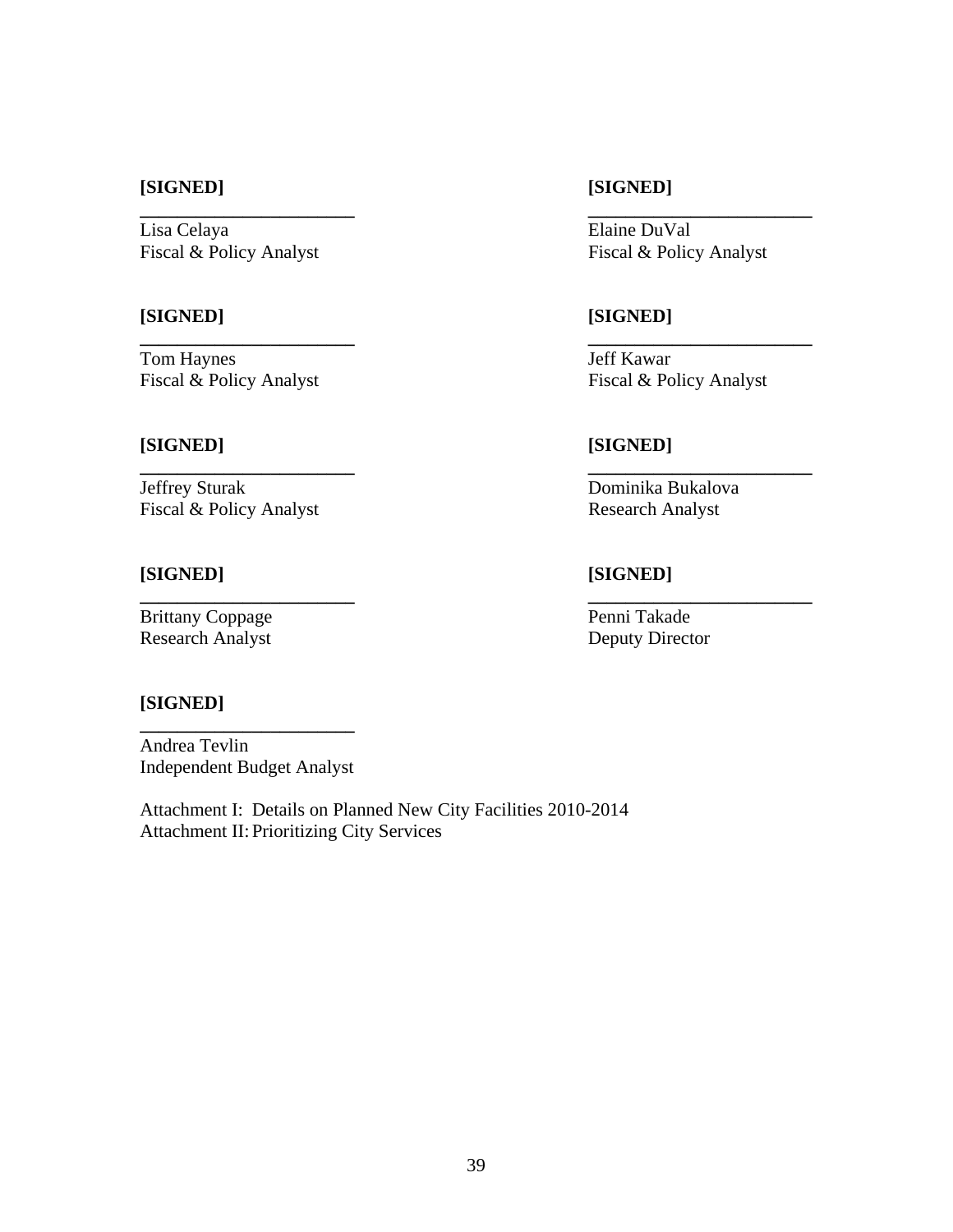**[SIGNED]**

Lisa Celaya
Fiscal & Policy Analyst

**[SIGNED]**

Elaine DuVal
Fiscal & Policy Analyst

**[SIGNED]**

Tom Haynes
Fiscal & Policy Analyst

**[SIGNED]**

Jeff Kawar
Fiscal & Policy Analyst

**[SIGNED]**

Jeffrey Sturak
Fiscal & Policy Analyst

**[SIGNED]**

Dominika Bukalova
Research Analyst

**[SIGNED]**

Brittany Coppage
Research Analyst

**[SIGNED]**

Penni Takade
Deputy Director

**[SIGNED]**

Andrea Tevlin
Independent Budget Analyst

Attachment I: Details on Planned New City Facilities 2010-2014
Attachment II: Prioritizing City Services